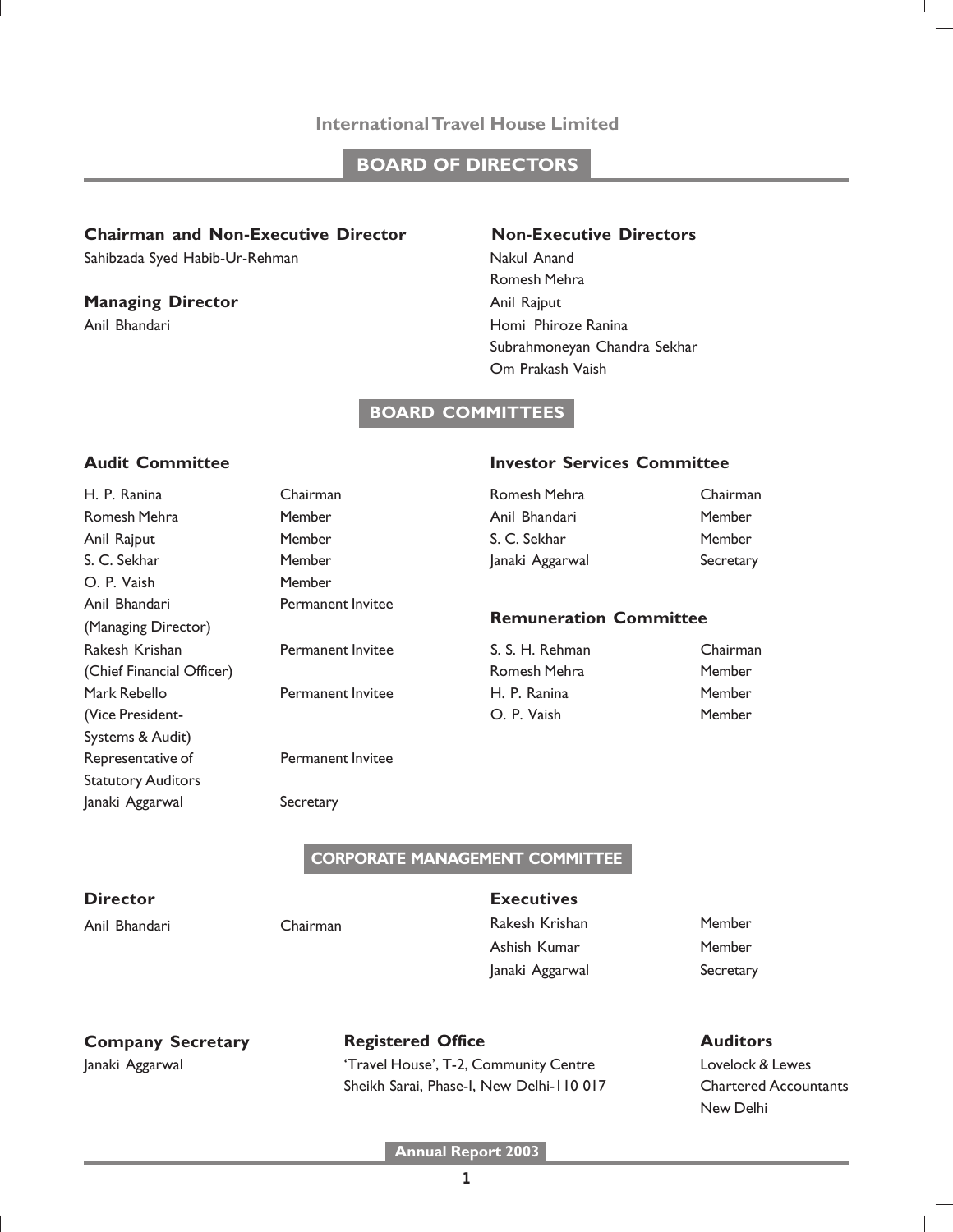# International Travel House Limited

## BOARD OF DIRECTORS

**Chairman and Non-Executive Director**
Sahibzada Syed Habib-Ur-Rehman

**Managing Director**
Anil Bhandari

**Non-Executive Directors**
Nakul Anand
Romesh Mehra
Anil Rajput
Homi Phiroze Ranina
Subrahmoneyan Chandra Sekhar
Om Prakash Vaish

## BOARD COMMITTEES

### Audit Committee

| | |
|---|---|
| H. P. Ranina | Chairman |
| Romesh Mehra | Member |
| Anil Rajput | Member |
| S. C. Sekhar | Member |
| O. P. Vaish | Member |
| Anil Bhandari (Managing Director) | Permanent Invitee |
| Rakesh Krishan (Chief Financial Officer) | Permanent Invitee |
| Mark Rebello (Vice President-Systems & Audit) | Permanent Invitee |
| Representative of Statutory Auditors | Permanent Invitee |
| Janaki Aggarwal | Secretary |

### Investor Services Committee

| | |
|---|---|
| Romesh Mehra | Chairman |
| Anil Bhandari | Member |
| S. C. Sekhar | Member |
| Janaki Aggarwal | Secretary |

### Remuneration Committee

| | |
|---|---|
| S. S. H. Rehman | Chairman |
| Romesh Mehra | Member |
| H. P. Ranina | Member |
| O. P. Vaish | Member |

## CORPORATE MANAGEMENT COMMITTEE

**Director**

| | |
|---|---|
| Anil Bhandari | Chairman |

**Executives**

| | |
|---|---|
| Rakesh Krishan | Member |
| Ashish Kumar | Member |
| Janaki Aggarwal | Secretary |

**Company Secretary**
Janaki Aggarwal

**Registered Office**
'Travel House', T-2, Community Centre
Sheikh Sarai, Phase-I, New Delhi-110 017

**Auditors**
Lovelock & Lewes
Chartered Accountants
New Delhi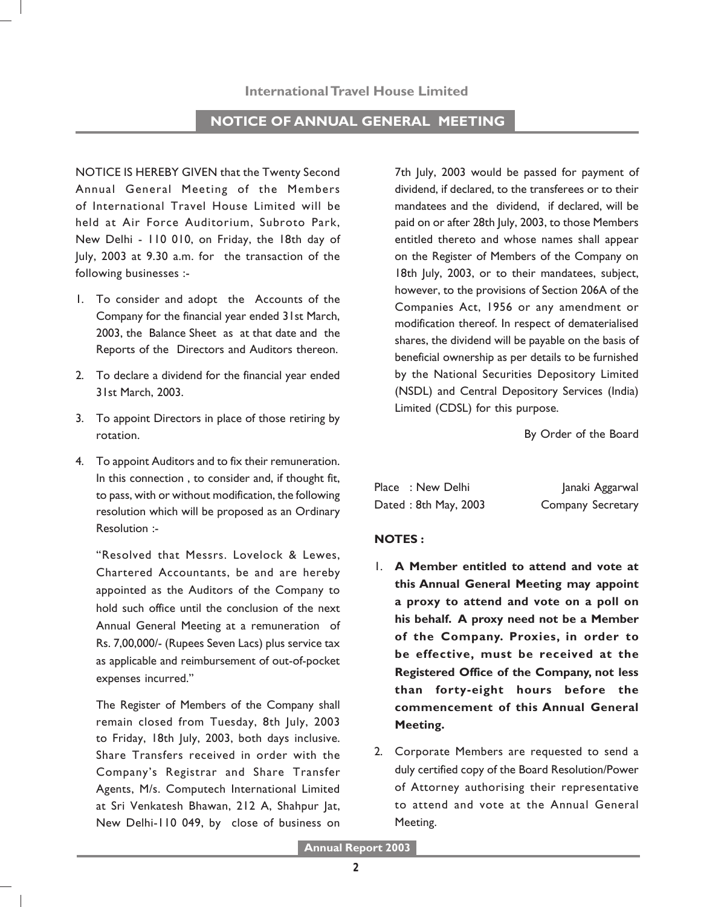# International Travel House Limited

## NOTICE OF ANNUAL GENERAL MEETING

NOTICE IS HEREBY GIVEN that the Twenty Second Annual General Meeting of the Members of International Travel House Limited will be held at Air Force Auditorium, Subroto Park, New Delhi - 110 010, on Friday, the 18th day of July, 2003 at 9.30 a.m. for the transaction of the following businesses :-

1. To consider and adopt the Accounts of the Company for the financial year ended 31st March, 2003, the Balance Sheet as at that date and the Reports of the Directors and Auditors thereon.
2. To declare a dividend for the financial year ended 31st March, 2003.
3. To appoint Directors in place of those retiring by rotation.
4. To appoint Auditors and to fix their remuneration. In this connection , to consider and, if thought fit, to pass, with or without modification, the following resolution which will be proposed as an Ordinary Resolution :-

   "Resolved that Messrs. Lovelock & Lewes, Chartered Accountants, be and are hereby appointed as the Auditors of the Company to hold such office until the conclusion of the next Annual General Meeting at a remuneration of Rs. 7,00,000/- (Rupees Seven Lacs) plus service tax as applicable and reimbursement of out-of-pocket expenses incurred."

   The Register of Members of the Company shall remain closed from Tuesday, 8th July, 2003 to Friday, 18th July, 2003, both days inclusive. Share Transfers received in order with the Company's Registrar and Share Transfer Agents, M/s. Computech International Limited at Sri Venkatesh Bhawan, 212 A, Shahpur Jat, New Delhi-110 049, by close of business on 7th July, 2003 would be passed for payment of dividend, if declared, to the transferees or to their mandatees and the dividend, if declared, will be paid on or after 28th July, 2003, to those Members entitled thereto and whose names shall appear on the Register of Members of the Company on 18th July, 2003, or to their mandatees, subject, however, to the provisions of Section 206A of the Companies Act, 1956 or any amendment or modification thereof. In respect of dematerialised shares, the dividend will be payable on the basis of beneficial ownership as per details to be furnished by the National Securities Depository Limited (NSDL) and Central Depository Services (India) Limited (CDSL) for this purpose.

By Order of the Board

Place : New Delhi
Dated : 8th May, 2003

Janaki Aggarwal
Company Secretary

**NOTES :**

1. **A Member entitled to attend and vote at this Annual General Meeting may appoint a proxy to attend and vote on a poll on his behalf. A proxy need not be a Member of the Company. Proxies, in order to be effective, must be received at the Registered Office of the Company, not less than forty-eight hours before the commencement of this Annual General Meeting.**
2. Corporate Members are requested to send a duly certified copy of the Board Resolution/Power of Attorney authorising their representative to attend and vote at the Annual General Meeting.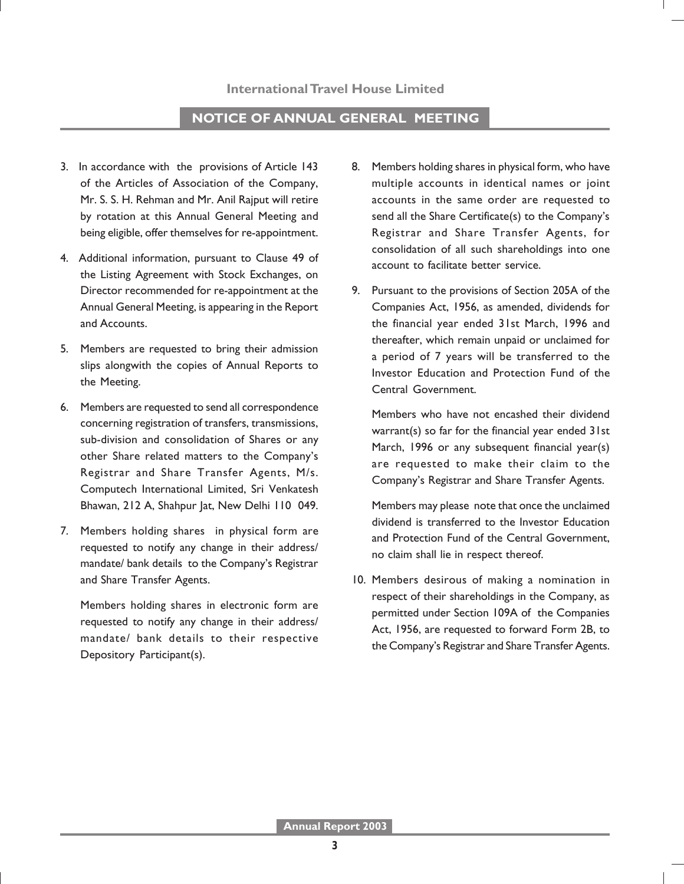## NOTICE OF ANNUAL GENERAL MEETING

3. In accordance with the provisions of Article 143 of the Articles of Association of the Company, Mr. S. S. H. Rehman and Mr. Anil Rajput will retire by rotation at this Annual General Meeting and being eligible, offer themselves for re-appointment.

4. Additional information, pursuant to Clause 49 of the Listing Agreement with Stock Exchanges, on Director recommended for re-appointment at the Annual General Meeting, is appearing in the Report and Accounts.

5. Members are requested to bring their admission slips alongwith the copies of Annual Reports to the Meeting.

6. Members are requested to send all correspondence concerning registration of transfers, transmissions, sub-division and consolidation of Shares or any other Share related matters to the Company's Registrar and Share Transfer Agents, M/s. Computech International Limited, Sri Venkatesh Bhawan, 212 A, Shahpur Jat, New Delhi 110 049.

7. Members holding shares in physical form are requested to notify any change in their address/ mandate/ bank details to the Company's Registrar and Share Transfer Agents.

   Members holding shares in electronic form are requested to notify any change in their address/ mandate/ bank details to their respective Depository Participant(s).

8. Members holding shares in physical form, who have multiple accounts in identical names or joint accounts in the same order are requested to send all the Share Certificate(s) to the Company's Registrar and Share Transfer Agents, for consolidation of all such shareholdings into one account to facilitate better service.

9. Pursuant to the provisions of Section 205A of the Companies Act, 1956, as amended, dividends for the financial year ended 31st March, 1996 and thereafter, which remain unpaid or unclaimed for a period of 7 years will be transferred to the Investor Education and Protection Fund of the Central Government.

   Members who have not encashed their dividend warrant(s) so far for the financial year ended 31st March, 1996 or any subsequent financial year(s) are requested to make their claim to the Company's Registrar and Share Transfer Agents.

   Members may please note that once the unclaimed dividend is transferred to the Investor Education and Protection Fund of the Central Government, no claim shall lie in respect thereof.

10. Members desirous of making a nomination in respect of their shareholdings in the Company, as permitted under Section 109A of the Companies Act, 1956, are requested to forward Form 2B, to the Company's Registrar and Share Transfer Agents.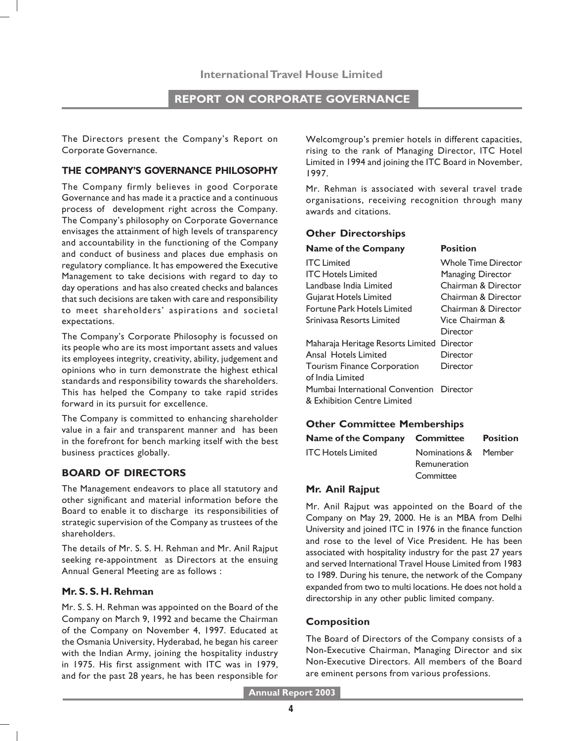# REPORT ON CORPORATE GOVERNANCE

The Directors present the Company's Report on Corporate Governance.

## THE COMPANY'S GOVERNANCE PHILOSOPHY

The Company firmly believes in good Corporate Governance and has made it a practice and a continuous process of development right across the Company. The Company's philosophy on Corporate Governance envisages the attainment of high levels of transparency and accountability in the functioning of the Company and conduct of business and places due emphasis on regulatory compliance. It has empowered the Executive Management to take decisions with regard to day to day operations and has also created checks and balances that such decisions are taken with care and responsibility to meet shareholders' aspirations and societal expectations.

The Company's Corporate Philosophy is focussed on its people who are its most important assets and values its employees integrity, creativity, ability, judgement and opinions who in turn demonstrate the highest ethical standards and responsibility towards the shareholders. This has helped the Company to take rapid strides forward in its pursuit for excellence.

The Company is committed to enhancing shareholder value in a fair and transparent manner and has been in the forefront for bench marking itself with the best business practices globally.

## BOARD OF DIRECTORS

The Management endeavors to place all statutory and other significant and material information before the Board to enable it to discharge its responsibilities of strategic supervision of the Company as trustees of the shareholders.

The details of Mr. S. S. H. Rehman and Mr. Anil Rajput seeking re-appointment as Directors at the ensuing Annual General Meeting are as follows :

### Mr. S. S. H. Rehman

Mr. S. S. H. Rehman was appointed on the Board of the Company on March 9, 1992 and became the Chairman of the Company on November 4, 1997. Educated at the Osmania University, Hyderabad, he began his career with the Indian Army, joining the hospitality industry in 1975. His first assignment with ITC was in 1979, and for the past 28 years, he has been responsible for Welcomgroup's premier hotels in different capacities, rising to the rank of Managing Director, ITC Hotel Limited in 1994 and joining the ITC Board in November, 1997.

Mr. Rehman is associated with several travel trade organisations, receiving recognition through many awards and citations.

### Other Directorships

| Name of the Company | Position |
|---|---|
| ITC Limited | Whole Time Director |
| ITC Hotels Limited | Managing Director |
| Landbase India Limited | Chairman & Director |
| Gujarat Hotels Limited | Chairman & Director |
| Fortune Park Hotels Limited | Chairman & Director |
| Srinivasa Resorts Limited | Vice Chairman & Director |
| Maharaja Heritage Resorts Limited | Director |
| Ansal Hotels Limited | Director |
| Tourism Finance Corporation of India Limited | Director |
| Mumbai International Convention & Exhibition Centre Limited | Director |

### Other Committee Memberships

| Name of the Company | Committee | Position |
|---|---|---|
| ITC Hotels Limited | Nominations & Remuneration Committee | Member |

### Mr. Anil Rajput

Mr. Anil Rajput was appointed on the Board of the Company on May 29, 2000. He is an MBA from Delhi University and joined ITC in 1976 in the finance function and rose to the level of Vice President. He has been associated with hospitality industry for the past 27 years and served International Travel House Limited from 1983 to 1989. During his tenure, the network of the Company expanded from two to multi locations. He does not hold a directorship in any other public limited company.

### Composition

The Board of Directors of the Company consists of a Non-Executive Chairman, Managing Director and six Non-Executive Directors. All members of the Board are eminent persons from various professions.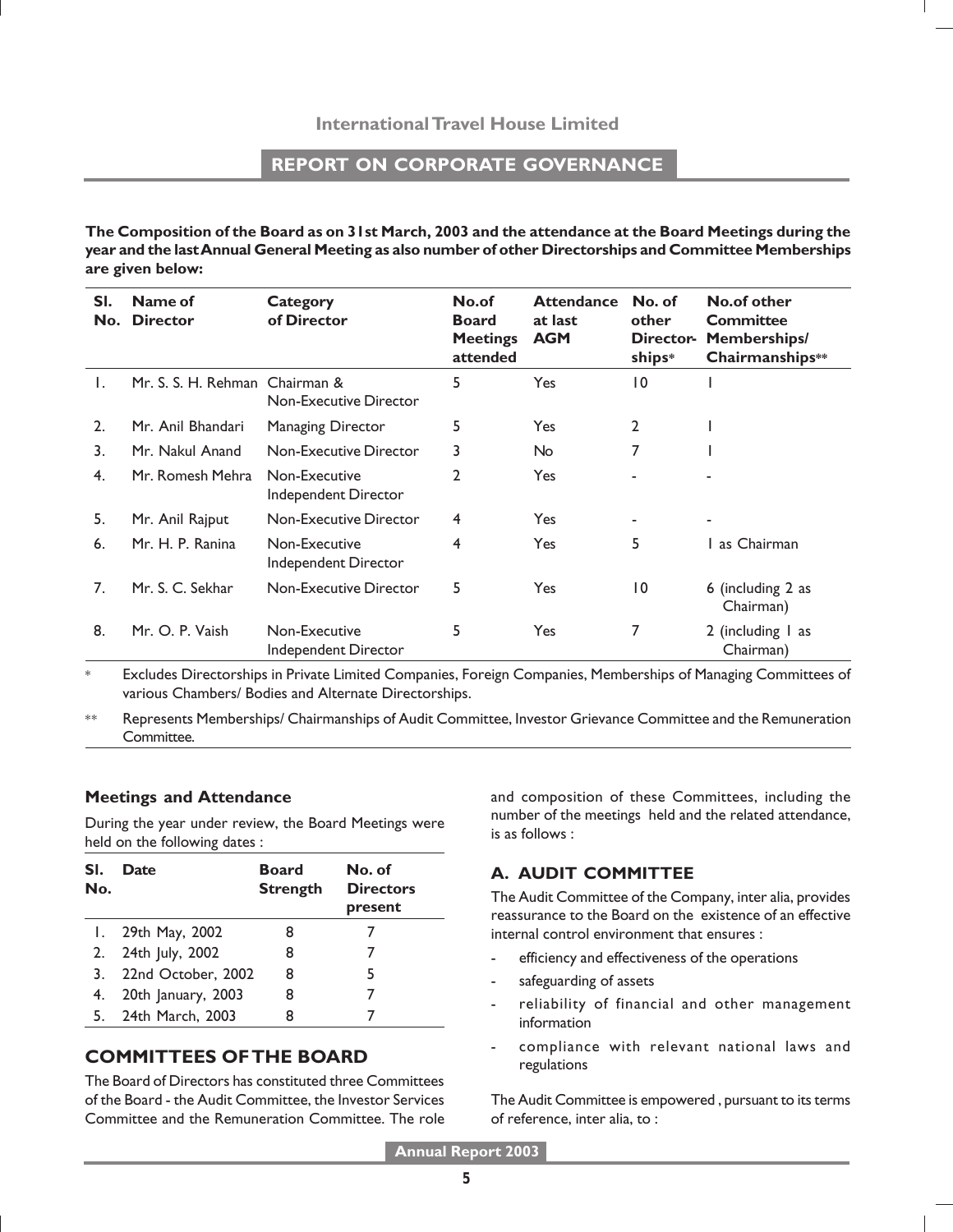## REPORT ON CORPORATE GOVERNANCE

**The Composition of the Board as on 31st March, 2003 and the attendance at the Board Meetings during the year and the last Annual General Meeting as also number of other Directorships and Committee Memberships are given below:**

| Sl. No. | Name of Director | Category of Director | No.of Board Meetings attended | Attendance at last AGM | No. of other Directorships* | No.of other Committee Memberships/ Chairmanships** |
|---|---|---|---|---|---|---|
| 1. | Mr. S. S. H. Rehman | Chairman & Non-Executive Director | 5 | Yes | 10 | 1 |
| 2. | Mr. Anil Bhandari | Managing Director | 5 | Yes | 2 | 1 |
| 3. | Mr. Nakul Anand | Non-Executive Director | 3 | No | 7 | 1 |
| 4. | Mr. Romesh Mehra | Non-Executive Independent Director | 2 | Yes | - | - |
| 5. | Mr. Anil Rajput | Non-Executive Director | 4 | Yes | - | - |
| 6. | Mr. H. P. Ranina | Non-Executive Independent Director | 4 | Yes | 5 | 1 as Chairman |
| 7. | Mr. S. C. Sekhar | Non-Executive Director | 5 | Yes | 10 | 6 (including 2 as Chairman) |
| 8. | Mr. O. P. Vaish | Non-Executive Independent Director | 5 | Yes | 7 | 2 (including 1 as Chairman) |

\* Excludes Directorships in Private Limited Companies, Foreign Companies, Memberships of Managing Committees of various Chambers/ Bodies and Alternate Directorships.

\*\* Represents Memberships/ Chairmanships of Audit Committee, Investor Grievance Committee and the Remuneration Committee.

### Meetings and Attendance

During the year under review, the Board Meetings were held on the following dates :

| Sl. No. | Date | Board Strength | No. of Directors present |
|---|---|---|---|
| 1. | 29th May, 2002 | 8 | 7 |
| 2. | 24th July, 2002 | 8 | 7 |
| 3. | 22nd October, 2002 | 8 | 5 |
| 4. | 20th January, 2003 | 8 | 7 |
| 5. | 24th March, 2003 | 8 | 7 |

## COMMITTEES OF THE BOARD

The Board of Directors has constituted three Committees of the Board - the Audit Committee, the Investor Services Committee and the Remuneration Committee. The role and composition of these Committees, including the number of the meetings held and the related attendance, is as follows :

### A. AUDIT COMMITTEE

The Audit Committee of the Company, inter alia, provides reassurance to the Board on the existence of an effective internal control environment that ensures :

- efficiency and effectiveness of the operations
- safeguarding of assets
- reliability of financial and other management information
- compliance with relevant national laws and regulations

The Audit Committee is empowered , pursuant to its terms of reference, inter alia, to :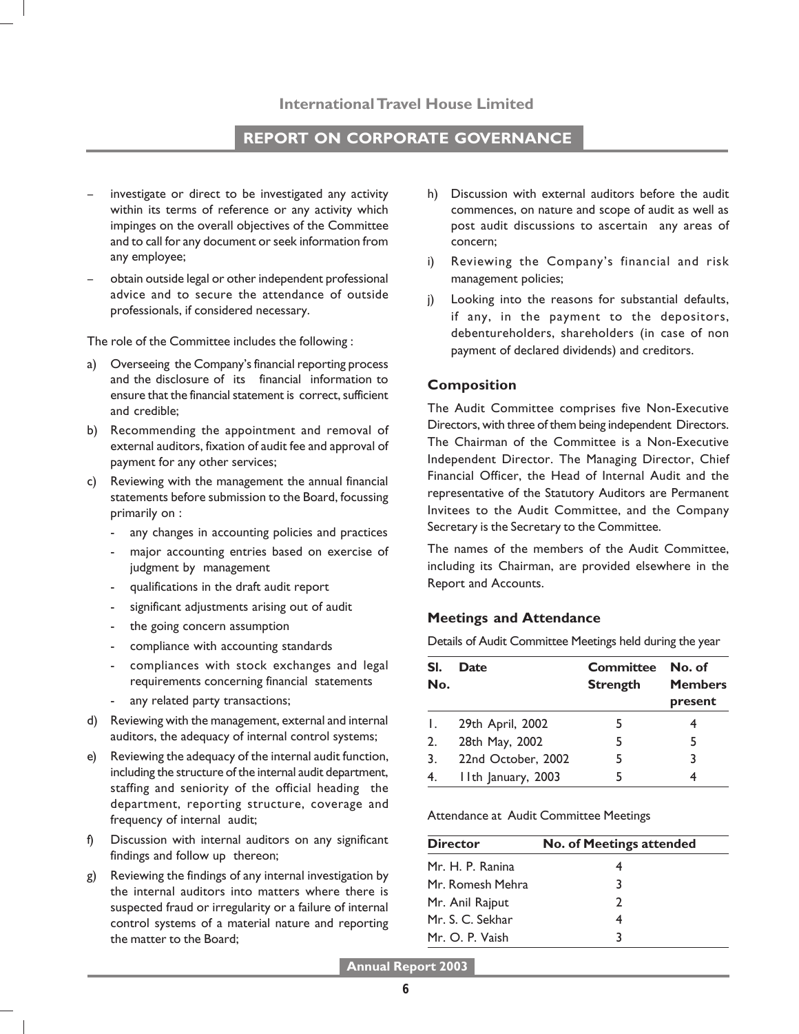- investigate or direct to be investigated any activity within its terms of reference or any activity which impinges on the overall objectives of the Committee and to call for any document or seek information from any employee;
- obtain outside legal or other independent professional advice and to secure the attendance of outside professionals, if considered necessary.

The role of the Committee includes the following :

a) Overseeing the Company's financial reporting process and the disclosure of its financial information to ensure that the financial statement is correct, sufficient and credible;

b) Recommending the appointment and removal of external auditors, fixation of audit fee and approval of payment for any other services;

c) Reviewing with the management the annual financial statements before submission to the Board, focussing primarily on :
   - any changes in accounting policies and practices
   - major accounting entries based on exercise of judgment by management
   - qualifications in the draft audit report
   - significant adjustments arising out of audit
   - the going concern assumption
   - compliance with accounting standards
   - compliances with stock exchanges and legal requirements concerning financial statements
   - any related party transactions;

d) Reviewing with the management, external and internal auditors, the adequacy of internal control systems;

e) Reviewing the adequacy of the internal audit function, including the structure of the internal audit department, staffing and seniority of the official heading the department, reporting structure, coverage and frequency of internal audit;

f) Discussion with internal auditors on any significant findings and follow up thereon;

g) Reviewing the findings of any internal investigation by the internal auditors into matters where there is suspected fraud or irregularity or a failure of internal control systems of a material nature and reporting the matter to the Board;

h) Discussion with external auditors before the audit commences, on nature and scope of audit as well as post audit discussions to ascertain any areas of concern;

i) Reviewing the Company's financial and risk management policies;

j) Looking into the reasons for substantial defaults, if any, in the payment to the depositors, debentureholders, shareholders (in case of non payment of declared dividends) and creditors.

### Composition

The Audit Committee comprises five Non-Executive Directors, with three of them being independent Directors. The Chairman of the Committee is a Non-Executive Independent Director. The Managing Director, Chief Financial Officer, the Head of Internal Audit and the representative of the Statutory Auditors are Permanent Invitees to the Audit Committee, and the Company Secretary is the Secretary to the Committee.

The names of the members of the Audit Committee, including its Chairman, are provided elsewhere in the Report and Accounts.

### Meetings and Attendance

Details of Audit Committee Meetings held during the year

| Sl. No. | Date | Committee Strength | No. of Members present |
|---|---|---|---|
| 1. | 29th April, 2002 | 5 | 4 |
| 2. | 28th May, 2002 | 5 | 5 |
| 3. | 22nd October, 2002 | 5 | 3 |
| 4. | 11th January, 2003 | 5 | 4 |

Attendance at Audit Committee Meetings

| Director | No. of Meetings attended |
|---|---|
| Mr. H. P. Ranina | 4 |
| Mr. Romesh Mehra | 3 |
| Mr. Anil Rajput | 2 |
| Mr. S. C. Sekhar | 4 |
| Mr. O. P. Vaish | 3 |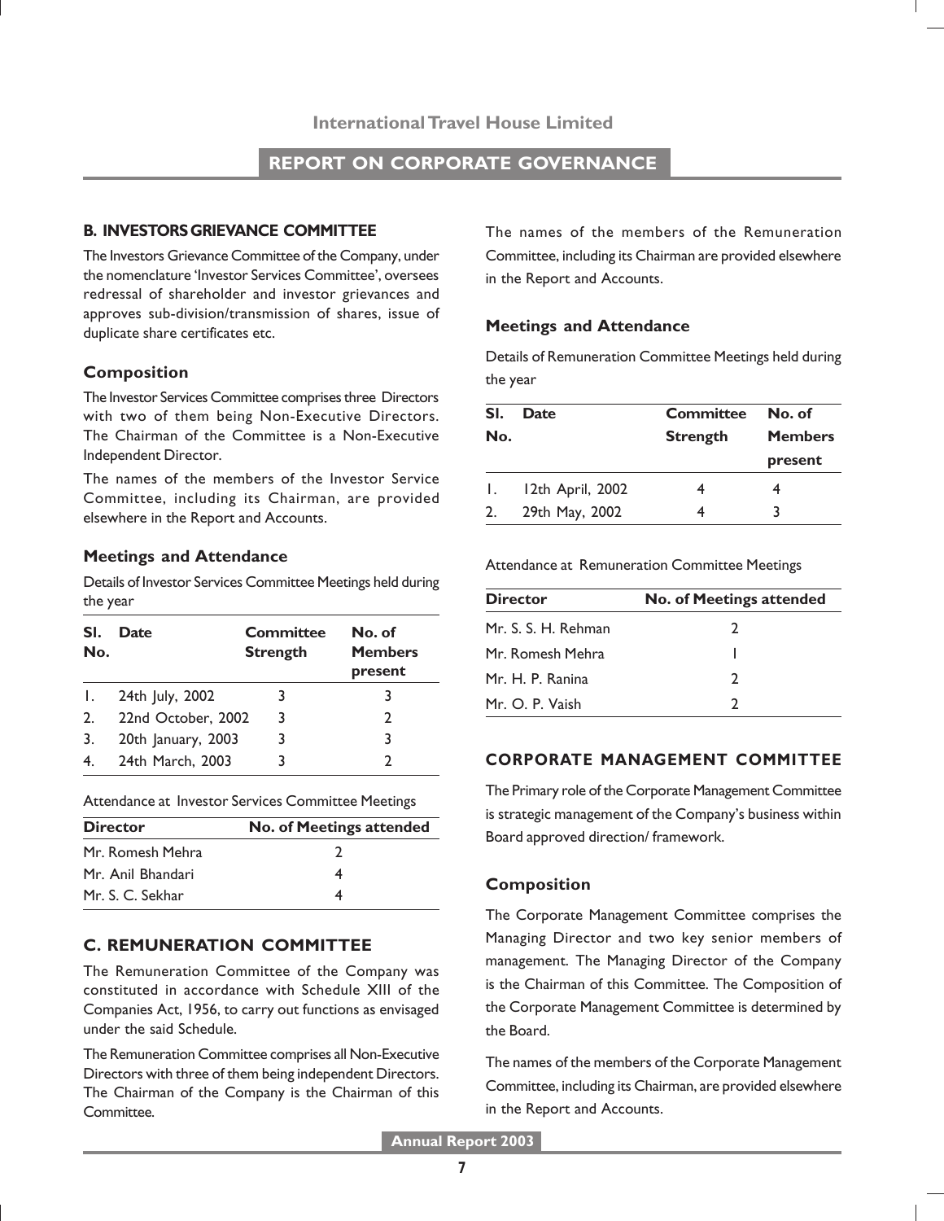## B. INVESTORS GRIEVANCE COMMITTEE

The Investors Grievance Committee of the Company, under the nomenclature 'Investor Services Committee', oversees redressal of shareholder and investor grievances and approves sub-division/transmission of shares, issue of duplicate share certificates etc.

### Composition

The Investor Services Committee comprises three Directors with two of them being Non-Executive Directors. The Chairman of the Committee is a Non-Executive Independent Director.

The names of the members of the Investor Service Committee, including its Chairman, are provided elsewhere in the Report and Accounts.

### Meetings and Attendance

Details of Investor Services Committee Meetings held during the year

| Sl. No. | Date | Committee Strength | No. of Members present |
|---|---|---|---|
| 1. | 24th July, 2002 | 3 | 3 |
| 2. | 22nd October, 2002 | 3 | 2 |
| 3. | 20th January, 2003 | 3 | 3 |
| 4. | 24th March, 2003 | 3 | 2 |

Attendance at Investor Services Committee Meetings

| Director | No. of Meetings attended |
|---|---|
| Mr. Romesh Mehra | 2 |
| Mr. Anil Bhandari | 4 |
| Mr. S. C. Sekhar | 4 |

## C. REMUNERATION COMMITTEE

The Remuneration Committee of the Company was constituted in accordance with Schedule XIII of the Companies Act, 1956, to carry out functions as envisaged under the said Schedule.

The Remuneration Committee comprises all Non-Executive Directors with three of them being independent Directors. The Chairman of the Company is the Chairman of this Committee.

The names of the members of the Remuneration Committee, including its Chairman are provided elsewhere in the Report and Accounts.

### Meetings and Attendance

Details of Remuneration Committee Meetings held during the year

| Sl. No. | Date | Committee Strength | No. of Members present |
|---|---|---|---|
| 1. | 12th April, 2002 | 4 | 4 |
| 2. | 29th May, 2002 | 4 | 3 |

Attendance at Remuneration Committee Meetings

| Director | No. of Meetings attended |
|---|---|
| Mr. S. S. H. Rehman | 2 |
| Mr. Romesh Mehra | 1 |
| Mr. H. P. Ranina | 2 |
| Mr. O. P. Vaish | 2 |

## CORPORATE MANAGEMENT COMMITTEE

The Primary role of the Corporate Management Committee is strategic management of the Company's business within Board approved direction/ framework.

### Composition

The Corporate Management Committee comprises the Managing Director and two key senior members of management. The Managing Director of the Company is the Chairman of this Committee. The Composition of the Corporate Management Committee is determined by the Board.

The names of the members of the Corporate Management Committee, including its Chairman, are provided elsewhere in the Report and Accounts.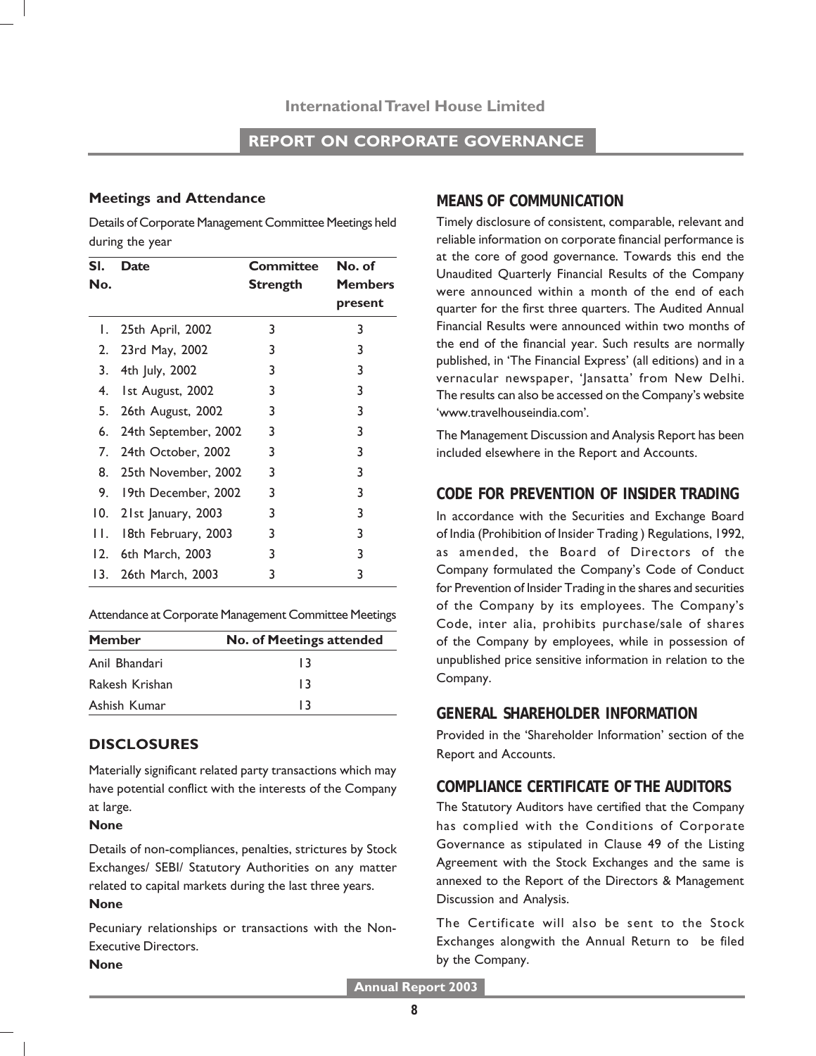### Meetings and Attendance

Details of Corporate Management Committee Meetings held during the year

| Sl. No. | Date | Committee Strength | No. of Members present |
|---|---|---|---|
| 1. | 25th April, 2002 | 3 | 3 |
| 2. | 23rd May, 2002 | 3 | 3 |
| 3. | 4th July, 2002 | 3 | 3 |
| 4. | 1st August, 2002 | 3 | 3 |
| 5. | 26th August, 2002 | 3 | 3 |
| 6. | 24th September, 2002 | 3 | 3 |
| 7. | 24th October, 2002 | 3 | 3 |
| 8. | 25th November, 2002 | 3 | 3 |
| 9. | 19th December, 2002 | 3 | 3 |
| 10. | 21st January, 2003 | 3 | 3 |
| 11. | 18th February, 2003 | 3 | 3 |
| 12. | 6th March, 2003 | 3 | 3 |
| 13. | 26th March, 2003 | 3 | 3 |

Attendance at Corporate Management Committee Meetings

| Member | No. of Meetings attended |
|---|---|
| Anil Bhandari | 13 |
| Rakesh Krishan | 13 |
| Ashish Kumar | 13 |

## DISCLOSURES

Materially significant related party transactions which may have potential conflict with the interests of the Company at large.

**None**

Details of non-compliances, penalties, strictures by Stock Exchanges/ SEBI/ Statutory Authorities on any matter related to capital markets during the last three years.

**None**

Pecuniary relationships or transactions with the Non-Executive Directors.

**None**

## MEANS OF COMMUNICATION

Timely disclosure of consistent, comparable, relevant and reliable information on corporate financial performance is at the core of good governance. Towards this end the Unaudited Quarterly Financial Results of the Company were announced within a month of the end of each quarter for the first three quarters. The Audited Annual Financial Results were announced within two months of the end of the financial year. Such results are normally published, in 'The Financial Express' (all editions) and in a vernacular newspaper, 'Jansatta' from New Delhi. The results can also be accessed on the Company's website 'www.travelhouseindia.com'.

The Management Discussion and Analysis Report has been included elsewhere in the Report and Accounts.

## CODE FOR PREVENTION OF INSIDER TRADING

In accordance with the Securities and Exchange Board of India (Prohibition of Insider Trading ) Regulations, 1992, as amended, the Board of Directors of the Company formulated the Company's Code of Conduct for Prevention of Insider Trading in the shares and securities of the Company by its employees. The Company's Code, inter alia, prohibits purchase/sale of shares of the Company by employees, while in possession of unpublished price sensitive information in relation to the Company.

## GENERAL SHAREHOLDER INFORMATION

Provided in the 'Shareholder Information' section of the Report and Accounts.

## COMPLIANCE CERTIFICATE OF THE AUDITORS

The Statutory Auditors have certified that the Company has complied with the Conditions of Corporate Governance as stipulated in Clause 49 of the Listing Agreement with the Stock Exchanges and the same is annexed to the Report of the Directors & Management Discussion and Analysis.

The Certificate will also be sent to the Stock Exchanges alongwith the Annual Return to be filed by the Company.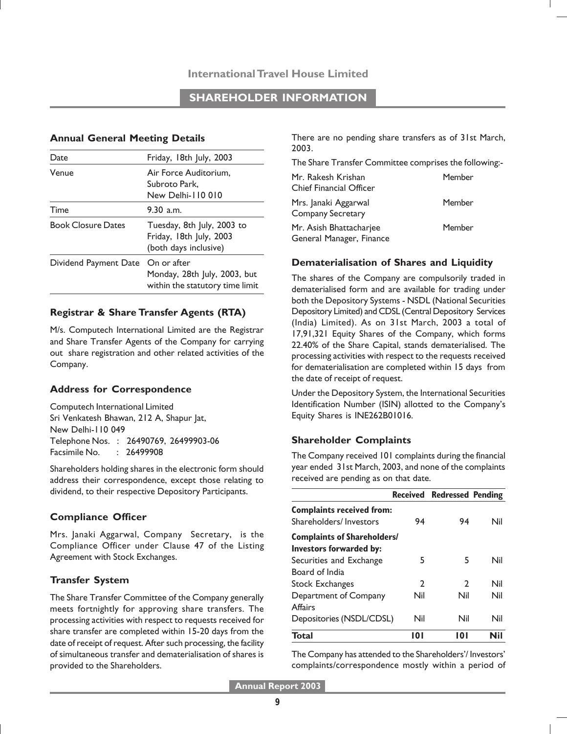## SHAREHOLDER INFORMATION

### Annual General Meeting Details

| | |
|---|---|
| Date | Friday, 18th July, 2003 |
| Venue | Air Force Auditorium, Subroto Park, New Delhi-110 010 |
| Time | 9.30 a.m. |
| Book Closure Dates | Tuesday, 8th July, 2003 to Friday, 18th July, 2003 (both days inclusive) |
| Dividend Payment Date | On or after Monday, 28th July, 2003, but within the statutory time limit |

### Registrar & Share Transfer Agents (RTA)

M/s. Computech International Limited are the Registrar and Share Transfer Agents of the Company for carrying out share registration and other related activities of the Company.

### Address for Correspondence

Computech International Limited
Sri Venkatesh Bhawan, 212 A, Shapur Jat,
New Delhi-110 049
Telephone Nos. : 26490769, 26499903-06
Facsimile No. : 26499908

Shareholders holding shares in the electronic form should address their correspondence, except those relating to dividend, to their respective Depository Participants.

### Compliance Officer

Mrs. Janaki Aggarwal, Company Secretary, is the Compliance Officer under Clause 47 of the Listing Agreement with Stock Exchanges.

### Transfer System

The Share Transfer Committee of the Company generally meets fortnightly for approving share transfers. The processing activities with respect to requests received for share transfer are completed within 15-20 days from the date of receipt of request. After such processing, the facility of simultaneous transfer and dematerialisation of shares is provided to the Shareholders.

There are no pending share transfers as of 31st March, 2003.

The Share Transfer Committee comprises the following:-

| | |
|---|---|
| Mr. Rakesh Krishan<br>Chief Financial Officer | Member |
| Mrs. Janaki Aggarwal<br>Company Secretary | Member |
| Mr. Asish Bhattacharjee<br>General Manager, Finance | Member |

### Dematerialisation of Shares and Liquidity

The shares of the Company are compulsorily traded in dematerialised form and are available for trading under both the Depository Systems - NSDL (National Securities Depository Limited) and CDSL (Central Depository Services (India) Limited). As on 31st March, 2003 a total of 17,91,321 Equity Shares of the Company, which forms 22.40% of the Share Capital, stands dematerialised. The processing activities with respect to the requests received for dematerialisation are completed within 15 days from the date of receipt of request.

Under the Depository System, the International Securities Identification Number (ISIN) allotted to the Company's Equity Shares is INE262B01016.

### Shareholder Complaints

The Company received 101 complaints during the financial year ended 31st March, 2003, and none of the complaints received are pending as on that date.

| | Received | Redressed | Pending |
|---|---|---|---|
| **Complaints received from:** | | | |
| Shareholders/ Investors | 94 | 94 | Nil |
| **Complaints of Shareholders/ Investors forwarded by:** | | | |
| Securities and Exchange Board of India | 5 | 5 | Nil |
| Stock Exchanges | 2 | 2 | Nil |
| Department of Company Affairs | Nil | Nil | Nil |
| Depositories (NSDL/CDSL) | Nil | Nil | Nil |
| **Total** | **101** | **101** | **Nil** |

The Company has attended to the Shareholders'/ Investors' complaints/correspondence mostly within a period of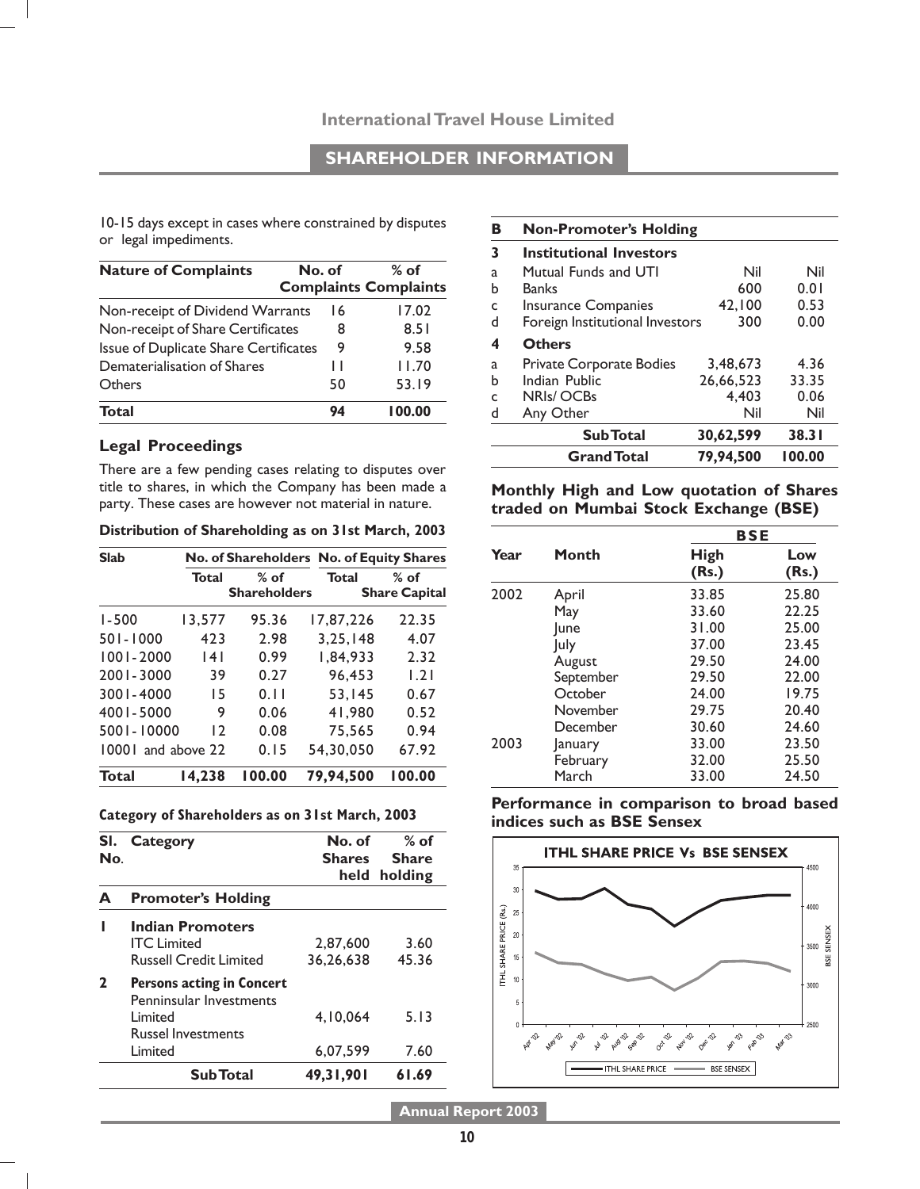10-15 days except in cases where constrained by disputes or legal impediments.

| Nature of Complaints | No. of Complaints | % of Complaints |
|---|---|---|
| Non-receipt of Dividend Warrants | 16 | 17.02 |
| Non-receipt of Share Certificates | 8 | 8.51 |
| Issue of Duplicate Share Certificates | 9 | 9.58 |
| Dematerialisation of Shares | 11 | 11.70 |
| Others | 50 | 53.19 |
| **Total** | **94** | **100.00** |

## Legal Proceedings

There are a few pending cases relating to disputes over title to shares, in which the Company has been made a party. These cases are however not material in nature.

**Distribution of Shareholding as on 31st March, 2003**

| Slab | No. of Shareholders | | No. of Equity Shares | |
|---|---|---|---|---|
| | Total | % of Shareholders | Total | % of Share Capital |
| 1-500 | 13,577 | 95.36 | 17,87,226 | 22.35 |
| 501-1000 | 423 | 2.98 | 3,25,148 | 4.07 |
| 1001-2000 | 141 | 0.99 | 1,84,933 | 2.32 |
| 2001-3000 | 39 | 0.27 | 96,453 | 1.21 |
| 3001-4000 | 15 | 0.11 | 53,145 | 0.67 |
| 4001-5000 | 9 | 0.06 | 41,980 | 0.52 |
| 5001-10000 | 12 | 0.08 | 75,565 | 0.94 |
| 10001 and above | 22 | 0.15 | 54,30,050 | 67.92 |
| **Total** | **14,238** | **100.00** | **79,94,500** | **100.00** |

**Category of Shareholders as on 31st March, 2003**

| Sl. No. | Category | No. of Shares held | % of Share holding |
|---|---|---|---|
| **A** | **Promoter's Holding** | | |
| **1** | **Indian Promoters** | | |
| | ITC Limited | 2,87,600 | 3.60 |
| | Russell Credit Limited | 36,26,638 | 45.36 |
| **2** | **Persons acting in Concert** | | |
| | Penninsular Investments Limited | 4,10,064 | 5.13 |
| | Russel Investments Limited | 6,07,599 | 7.60 |
| | **Sub Total** | **49,31,901** | **61.69** |
| **B** | **Non-Promoter's Holding** | | |
| **3** | **Institutional Investors** | | |
| a | Mutual Funds and UTI | Nil | Nil |
| b | Banks | 600 | 0.01 |
| c | Insurance Companies | 42,100 | 0.53 |
| d | Foreign Institutional Investors | 300 | 0.00 |
| **4** | **Others** | | |
| a | Private Corporate Bodies | 3,48,673 | 4.36 |
| b | Indian Public | 26,66,523 | 33.35 |
| c | NRIs/ OCBs | 4,403 | 0.06 |
| d | Any Other | Nil | Nil |
| | **Sub Total** | **30,62,599** | **38.31** |
| | **Grand Total** | **79,94,500** | **100.00** |

**Monthly High and Low quotation of Shares traded on Mumbai Stock Exchange (BSE)**

| Year | Month | BSE High (Rs.) | BSE Low (Rs.) |
|---|---|---|---|
| 2002 | April | 33.85 | 25.80 |
| | May | 33.60 | 22.25 |
| | June | 31.00 | 25.00 |
| | July | 37.00 | 23.45 |
| | August | 29.50 | 24.00 |
| | September | 29.50 | 22.00 |
| | October | 24.00 | 19.75 |
| | November | 29.75 | 20.40 |
| | December | 30.60 | 24.60 |
| 2003 | January | 33.00 | 23.50 |
| | February | 32.00 | 25.50 |
| | March | 33.00 | 24.50 |

**Performance in comparison to broad based indices such as BSE Sensex**

ITHL SHARE PRICE Vs BSE SENSEX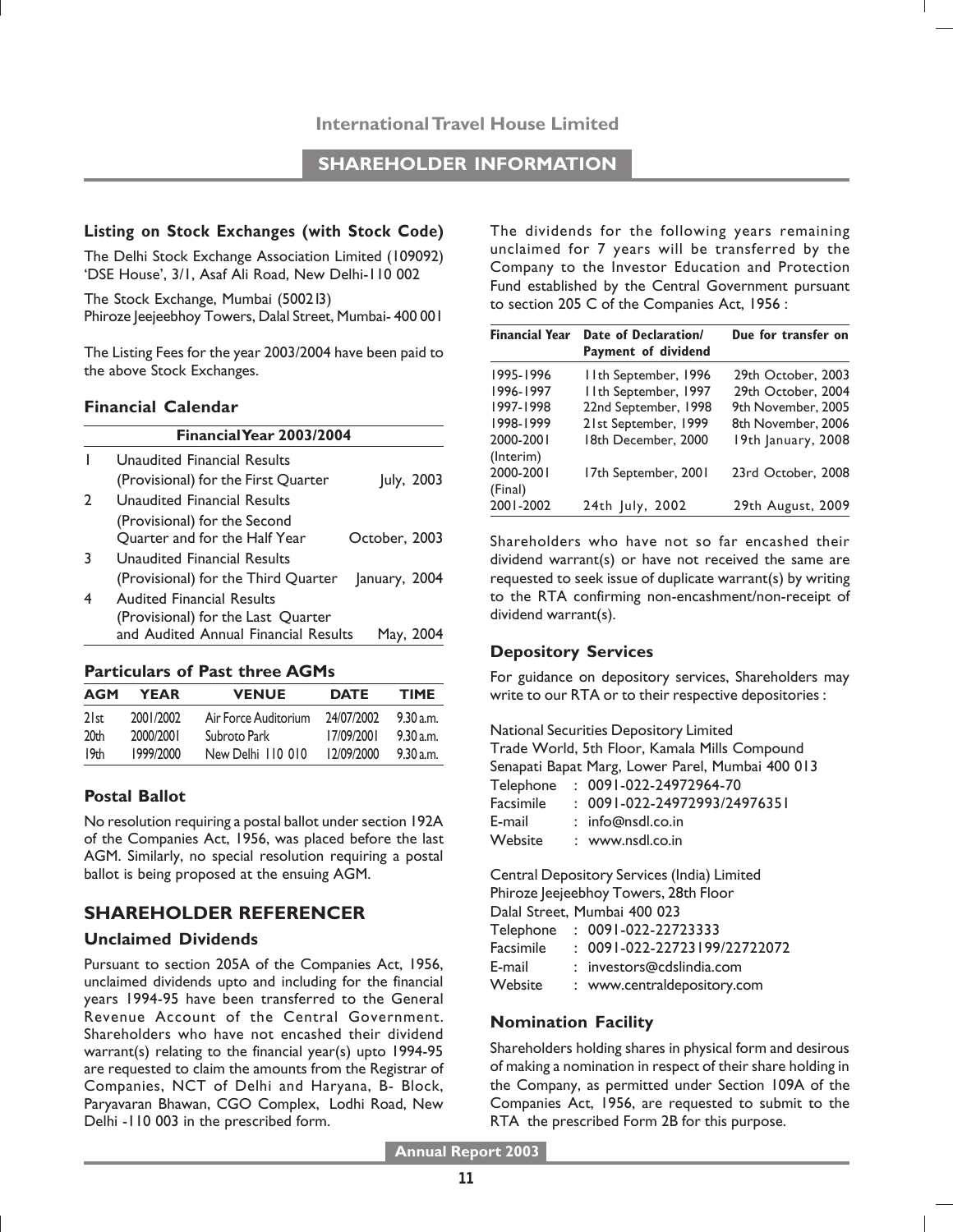## SHAREHOLDER INFORMATION

### Listing on Stock Exchanges (with Stock Code)

The Delhi Stock Exchange Association Limited (109092)
'DSE House', 3/1, Asaf Ali Road, New Delhi-110 002

The Stock Exchange, Mumbai (500213)
Phiroze Jeejeebhoy Towers, Dalal Street, Mumbai- 400 001

The Listing Fees for the year 2003/2004 have been paid to the above Stock Exchanges.

### Financial Calendar

| | Financial Year 2003/2004 | |
|---|---|---|
| 1 | Unaudited Financial Results (Provisional) for the First Quarter | July, 2003 |
| 2 | Unaudited Financial Results (Provisional) for the Second Quarter and for the Half Year | October, 2003 |
| 3 | Unaudited Financial Results (Provisional) for the Third Quarter | January, 2004 |
| 4 | Audited Financial Results (Provisional) for the Last Quarter and Audited Annual Financial Results | May, 2004 |

### Particulars of Past three AGMs

| AGM | YEAR | VENUE | DATE | TIME |
|---|---|---|---|---|
| 21st | 2001/2002 | Air Force Auditorium | 24/07/2002 | 9.30 a.m. |
| 20th | 2000/2001 | Subroto Park | 17/09/2001 | 9.30 a.m. |
| 19th | 1999/2000 | New Delhi 110 010 | 12/09/2000 | 9.30 a.m. |

### Postal Ballot

No resolution requiring a postal ballot under section 192A of the Companies Act, 1956, was placed before the last AGM. Similarly, no special resolution requiring a postal ballot is being proposed at the ensuing AGM.

## SHAREHOLDER REFERENCER

### Unclaimed Dividends

Pursuant to section 205A of the Companies Act, 1956, unclaimed dividends upto and including for the financial years 1994-95 have been transferred to the General Revenue Account of the Central Government. Shareholders who have not encashed their dividend warrant(s) relating to the financial year(s) upto 1994-95 are requested to claim the amounts from the Registrar of Companies, NCT of Delhi and Haryana, B- Block, Paryavaran Bhawan, CGO Complex, Lodhi Road, New Delhi -110 003 in the prescribed form.

The dividends for the following years remaining unclaimed for 7 years will be transferred by the Company to the Investor Education and Protection Fund established by the Central Government pursuant to section 205 C of the Companies Act, 1956 :

| Financial Year | Date of Declaration/ Payment of dividend | Due for transfer on |
|---|---|---|
| 1995-1996 | 11th September, 1996 | 29th October, 2003 |
| 1996-1997 | 11th September, 1997 | 29th October, 2004 |
| 1997-1998 | 22nd September, 1998 | 9th November, 2005 |
| 1998-1999 | 21st September, 1999 | 8th November, 2006 |
| 2000-2001 (Interim) | 18th December, 2000 | 19th January, 2008 |
| 2000-2001 (Final) | 17th September, 2001 | 23rd October, 2008 |
| 2001-2002 | 24th July, 2002 | 29th August, 2009 |

Shareholders who have not so far encashed their dividend warrant(s) or have not received the same are requested to seek issue of duplicate warrant(s) by writing to the RTA confirming non-encashment/non-receipt of dividend warrant(s).

### Depository Services

For guidance on depository services, Shareholders may write to our RTA or to their respective depositories :

National Securities Depository Limited
Trade World, 5th Floor, Kamala Mills Compound
Senapati Bapat Marg, Lower Parel, Mumbai 400 013
Telephone : 0091-022-24972964-70
Facsimile : 0091-022-24972993/24976351
E-mail : info@nsdl.co.in
Website : www.nsdl.co.in

Central Depository Services (India) Limited
Phiroze Jeejeebhoy Towers, 28th Floor
Dalal Street, Mumbai 400 023
Telephone : 0091-022-22723333
Facsimile : 0091-022-22723199/22722072
E-mail : investors@cdslindia.com
Website : www.centraldepository.com

### Nomination Facility

Shareholders holding shares in physical form and desirous of making a nomination in respect of their share holding in the Company, as permitted under Section 109A of the Companies Act, 1956, are requested to submit to the RTA the prescribed Form 2B for this purpose.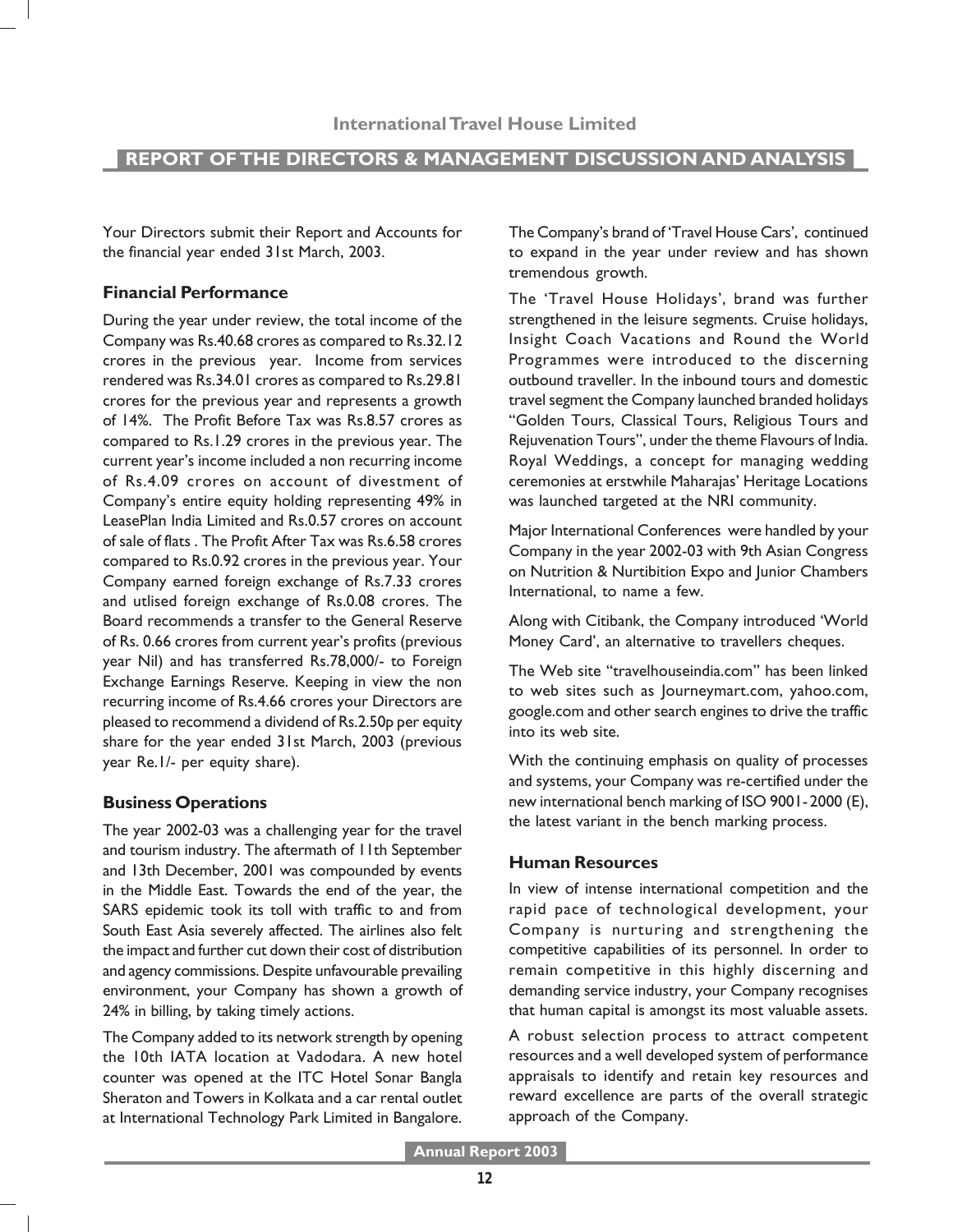## REPORT OF THE DIRECTORS & MANAGEMENT DISCUSSION AND ANALYSIS

Your Directors submit their Report and Accounts for the financial year ended 31st March, 2003.

### Financial Performance

During the year under review, the total income of the Company was Rs.40.68 crores as compared to Rs.32.12 crores in the previous year. Income from services rendered was Rs.34.01 crores as compared to Rs.29.81 crores for the previous year and represents a growth of 14%. The Profit Before Tax was Rs.8.57 crores as compared to Rs.1.29 crores in the previous year. The current year's income included a non recurring income of Rs.4.09 crores on account of divestment of Company's entire equity holding representing 49% in LeasePlan India Limited and Rs.0.57 crores on account of sale of flats . The Profit After Tax was Rs.6.58 crores compared to Rs.0.92 crores in the previous year. Your Company earned foreign exchange of Rs.7.33 crores and utlised foreign exchange of Rs.0.08 crores. The Board recommends a transfer to the General Reserve of Rs. 0.66 crores from current year's profits (previous year Nil) and has transferred Rs.78,000/- to Foreign Exchange Earnings Reserve. Keeping in view the non recurring income of Rs.4.66 crores your Directors are pleased to recommend a dividend of Rs.2.50p per equity share for the year ended 31st March, 2003 (previous year Re.1/- per equity share).

### Business Operations

The year 2002-03 was a challenging year for the travel and tourism industry. The aftermath of 11th September and 13th December, 2001 was compounded by events in the Middle East. Towards the end of the year, the SARS epidemic took its toll with traffic to and from South East Asia severely affected. The airlines also felt the impact and further cut down their cost of distribution and agency commissions. Despite unfavourable prevailing environment, your Company has shown a growth of 24% in billing, by taking timely actions.

The Company added to its network strength by opening the 10th IATA location at Vadodara. A new hotel counter was opened at the ITC Hotel Sonar Bangla Sheraton and Towers in Kolkata and a car rental outlet at International Technology Park Limited in Bangalore.

The Company's brand of 'Travel House Cars', continued to expand in the year under review and has shown tremendous growth.

The 'Travel House Holidays', brand was further strengthened in the leisure segments. Cruise holidays, Insight Coach Vacations and Round the World Programmes were introduced to the discerning outbound traveller. In the inbound tours and domestic travel segment the Company launched branded holidays "Golden Tours, Classical Tours, Religious Tours and Rejuvenation Tours", under the theme Flavours of India. Royal Weddings, a concept for managing wedding ceremonies at erstwhile Maharajas' Heritage Locations was launched targeted at the NRI community.

Major International Conferences were handled by your Company in the year 2002-03 with 9th Asian Congress on Nutrition & Nurtibition Expo and Junior Chambers International, to name a few.

Along with Citibank, the Company introduced 'World Money Card', an alternative to travellers cheques.

The Web site "travelhouseindia.com" has been linked to web sites such as Journeymart.com, yahoo.com, google.com and other search engines to drive the traffic into its web site.

With the continuing emphasis on quality of processes and systems, your Company was re-certified under the new international bench marking of ISO 9001-2000 (E), the latest variant in the bench marking process.

### Human Resources

In view of intense international competition and the rapid pace of technological development, your Company is nurturing and strengthening the competitive capabilities of its personnel. In order to remain competitive in this highly discerning and demanding service industry, your Company recognises that human capital is amongst its most valuable assets.

A robust selection process to attract competent resources and a well developed system of performance appraisals to identify and retain key resources and reward excellence are parts of the overall strategic approach of the Company.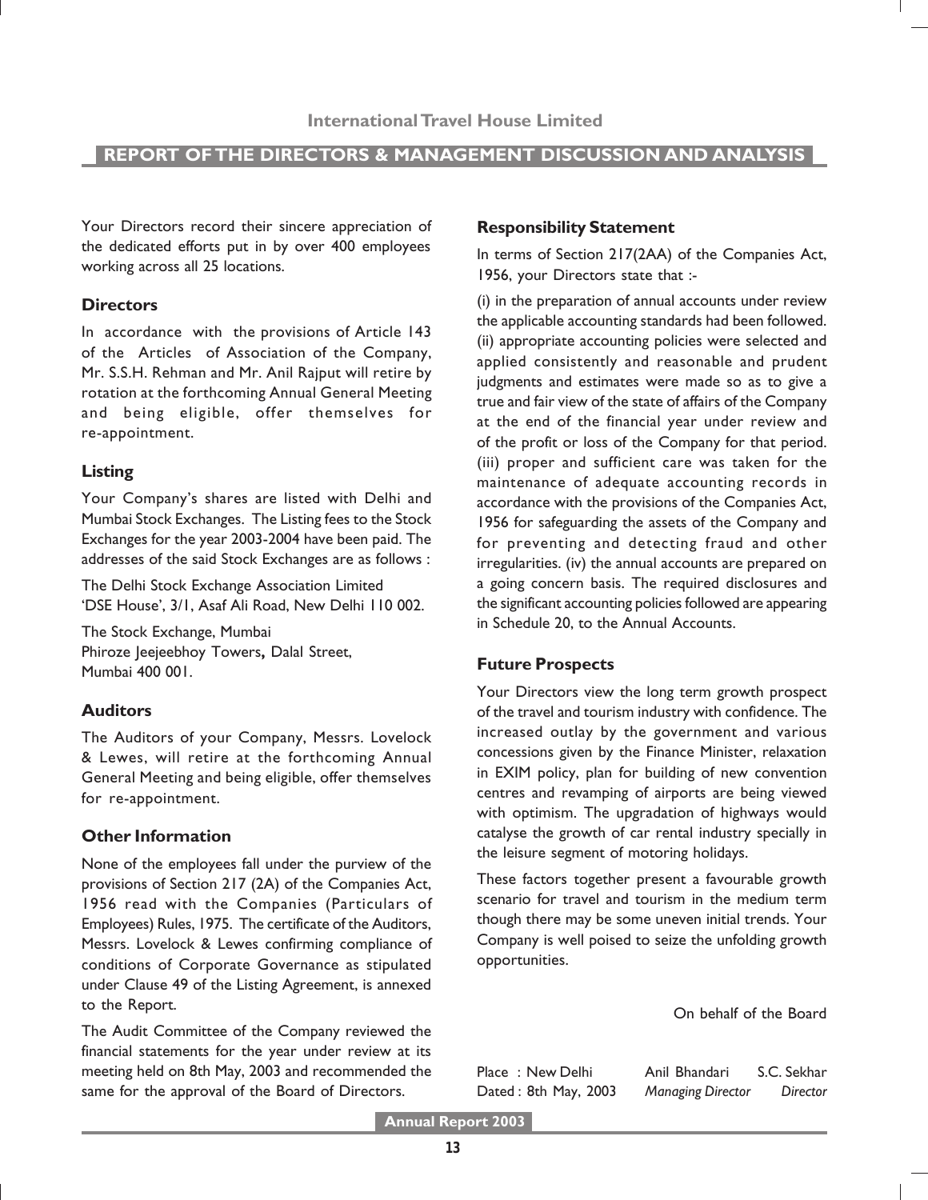Your Directors record their sincere appreciation of the dedicated efforts put in by over 400 employees working across all 25 locations.

### Directors

In accordance with the provisions of Article 143 of the Articles of Association of the Company, Mr. S.S.H. Rehman and Mr. Anil Rajput will retire by rotation at the forthcoming Annual General Meeting and being eligible, offer themselves for re-appointment.

### Listing

Your Company's shares are listed with Delhi and Mumbai Stock Exchanges. The Listing fees to the Stock Exchanges for the year 2003-2004 have been paid. The addresses of the said Stock Exchanges are as follows :

The Delhi Stock Exchange Association Limited
'DSE House', 3/1, Asaf Ali Road, New Delhi 110 002.

The Stock Exchange, Mumbai
Phiroze Jeejeebhoy Towers, Dalal Street,
Mumbai 400 001.

### Auditors

The Auditors of your Company, Messrs. Lovelock & Lewes, will retire at the forthcoming Annual General Meeting and being eligible, offer themselves for re-appointment.

### Other Information

None of the employees fall under the purview of the provisions of Section 217 (2A) of the Companies Act, 1956 read with the Companies (Particulars of Employees) Rules, 1975. The certificate of the Auditors, Messrs. Lovelock & Lewes confirming compliance of conditions of Corporate Governance as stipulated under Clause 49 of the Listing Agreement, is annexed to the Report.

The Audit Committee of the Company reviewed the financial statements for the year under review at its meeting held on 8th May, 2003 and recommended the same for the approval of the Board of Directors.

### Responsibility Statement

In terms of Section 217(2AA) of the Companies Act, 1956, your Directors state that :-

(i) in the preparation of annual accounts under review the applicable accounting standards had been followed. (ii) appropriate accounting policies were selected and applied consistently and reasonable and prudent judgments and estimates were made so as to give a true and fair view of the state of affairs of the Company at the end of the financial year under review and of the profit or loss of the Company for that period. (iii) proper and sufficient care was taken for the maintenance of adequate accounting records in accordance with the provisions of the Companies Act, 1956 for safeguarding the assets of the Company and for preventing and detecting fraud and other irregularities. (iv) the annual accounts are prepared on a going concern basis. The required disclosures and the significant accounting policies followed are appearing in Schedule 20, to the Annual Accounts.

### Future Prospects

Your Directors view the long term growth prospect of the travel and tourism industry with confidence. The increased outlay by the government and various concessions given by the Finance Minister, relaxation in EXIM policy, plan for building of new convention centres and revamping of airports are being viewed with optimism. The upgradation of highways would catalyse the growth of car rental industry specially in the leisure segment of motoring holidays.

These factors together present a favourable growth scenario for travel and tourism in the medium term though there may be some uneven initial trends. Your Company is well poised to seize the unfolding growth opportunities.

On behalf of the Board

Place : New Delhi
Dated : 8th May, 2003

Anil Bhandari
*Managing Director*

S.C. Sekhar
*Director*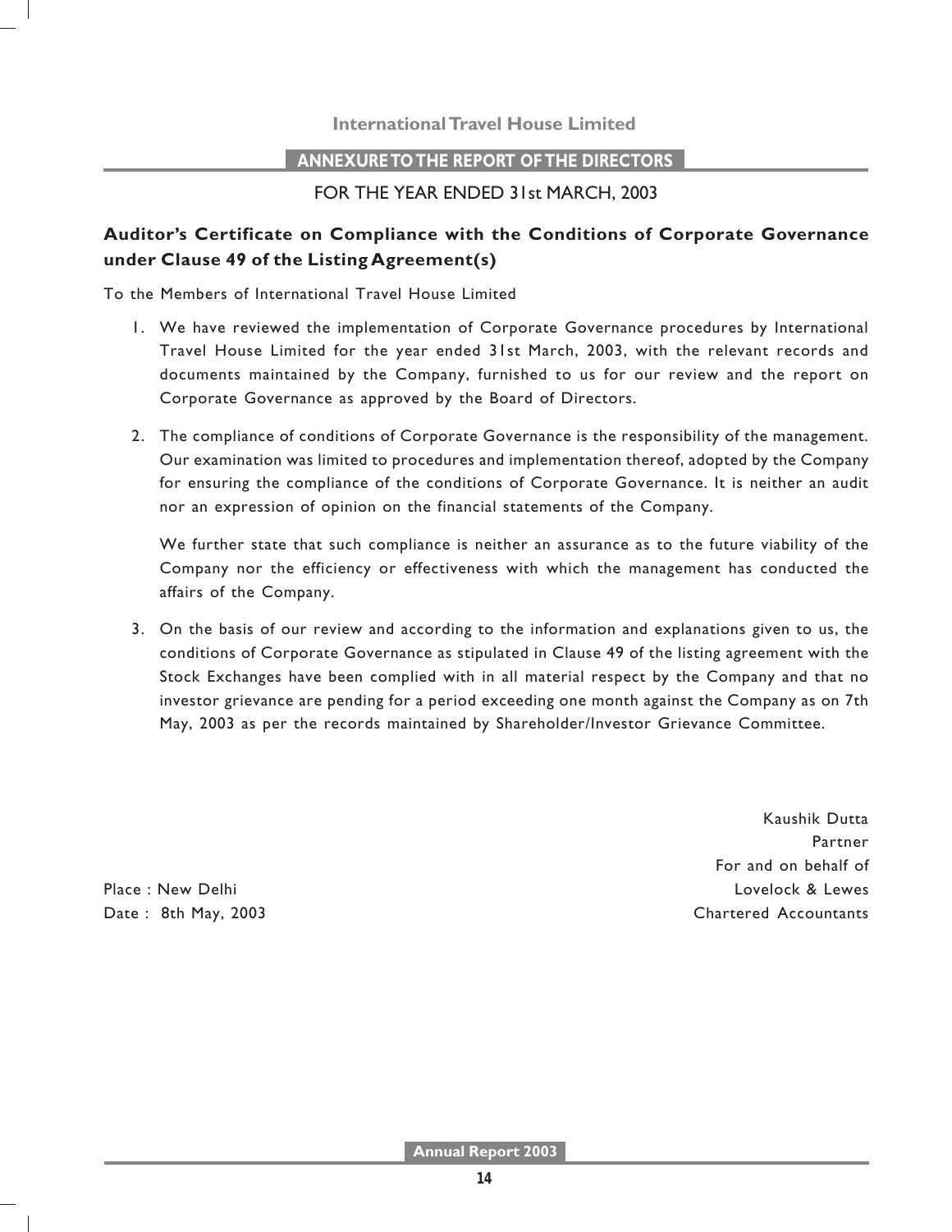## ANNEXURE TO THE REPORT OF THE DIRECTORS

FOR THE YEAR ENDED 31st MARCH, 2003

### Auditor's Certificate on Compliance with the Conditions of Corporate Governance under Clause 49 of the Listing Agreement(s)

To the Members of International Travel House Limited

1. We have reviewed the implementation of Corporate Governance procedures by International Travel House Limited for the year ended 31st March, 2003, with the relevant records and documents maintained by the Company, furnished to us for our review and the report on Corporate Governance as approved by the Board of Directors.

2. The compliance of conditions of Corporate Governance is the responsibility of the management. Our examination was limited to procedures and implementation thereof, adopted by the Company for ensuring the compliance of the conditions of Corporate Governance. It is neither an audit nor an expression of opinion on the financial statements of the Company.

   We further state that such compliance is neither an assurance as to the future viability of the Company nor the efficiency or effectiveness with which the management has conducted the affairs of the Company.

3. On the basis of our review and according to the information and explanations given to us, the conditions of Corporate Governance as stipulated in Clause 49 of the listing agreement with the Stock Exchanges have been complied with in all material respect by the Company and that no investor grievance are pending for a period exceeding one month against the Company as on 7th May, 2003 as per the records maintained by Shareholder/Investor Grievance Committee.

Kaushik Dutta
Partner
For and on behalf of
Lovelock & Lewes
Chartered Accountants

Place : New Delhi
Date : 8th May, 2003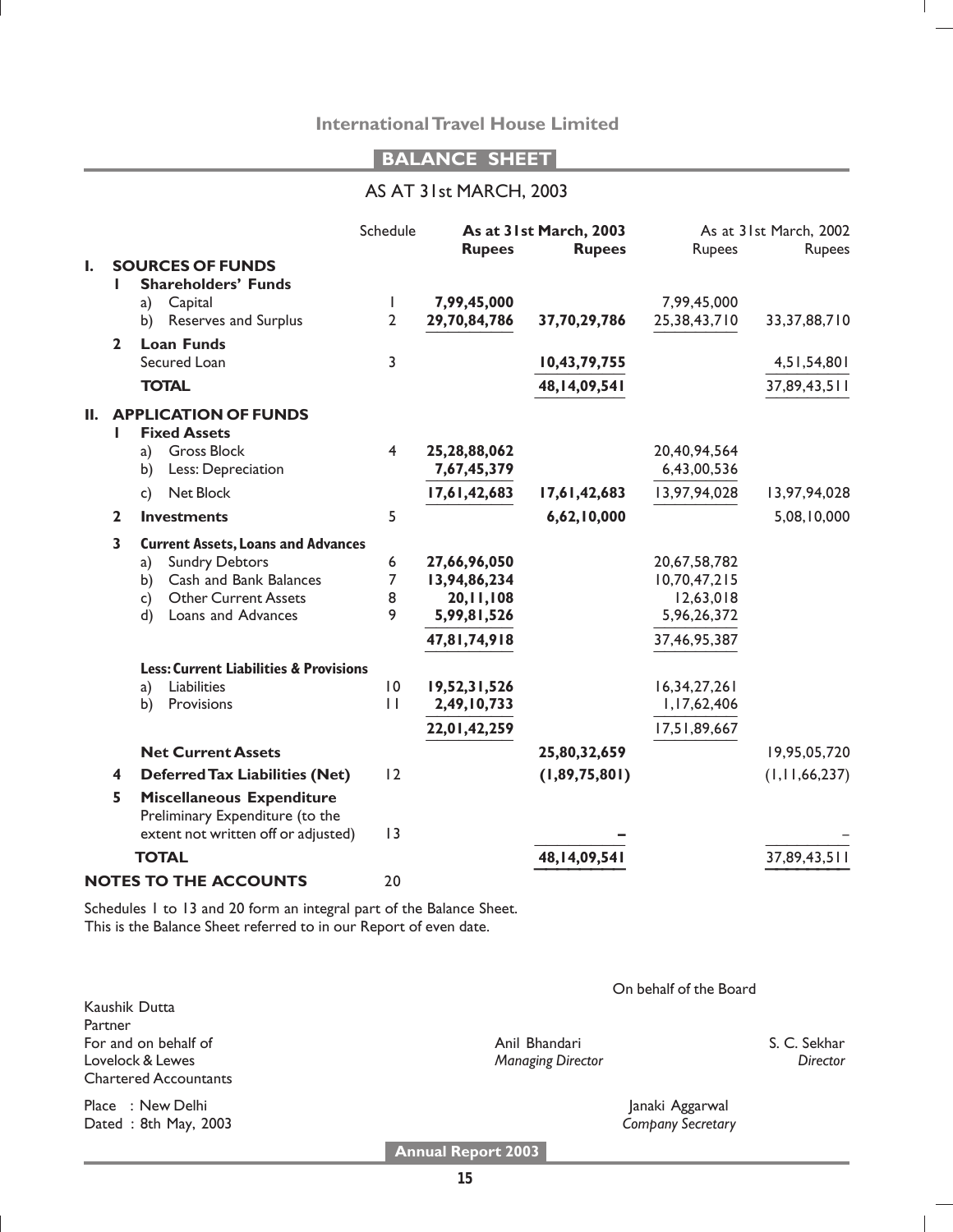# International Travel House Limited

## BALANCE SHEET

### AS AT 31st MARCH, 2003

| | | | Schedule | As at 31st March, 2003 | | As at 31st March, 2002 | |
|---|---|---|---|---|---|---|---|
| | | | | **Rupees** | **Rupees** | Rupees | Rupees |
| **I.** | | **SOURCES OF FUNDS** | | | | | |
| | **1** | **Shareholders' Funds** | | | | | |
| | | a) Capital | 1 | **7,99,45,000** | | 7,99,45,000 | |
| | | b) Reserves and Surplus | 2 | **29,70,84,786** | **37,70,29,786** | 25,38,43,710 | 33,37,88,710 |
| | **2** | **Loan Funds** | | | | | |
| | | Secured Loan | 3 | | **10,43,79,755** | | 4,51,54,801 |
| | | **TOTAL** | | | **48,14,09,541** | | 37,89,43,511 |
| **II.** | | **APPLICATION OF FUNDS** | | | | | |
| | **1** | **Fixed Assets** | | | | | |
| | | a) Gross Block | 4 | **25,28,88,062** | | 20,40,94,564 | |
| | | b) Less: Depreciation | | **7,67,45,379** | | 6,43,00,536 | |
| | | c) Net Block | | **17,61,42,683** | **17,61,42,683** | 13,97,94,028 | 13,97,94,028 |
| | **2** | **Investments** | 5 | | **6,62,10,000** | | 5,08,10,000 |
| | **3** | **Current Assets, Loans and Advances** | | | | | |
| | | a) Sundry Debtors | 6 | **27,66,96,050** | | 20,67,58,782 | |
| | | b) Cash and Bank Balances | 7 | **13,94,86,234** | | 10,70,47,215 | |
| | | c) Other Current Assets | 8 | **20,11,108** | | 12,63,018 | |
| | | d) Loans and Advances | 9 | **5,99,81,526** | | 5,96,26,372 | |
| | | | | **47,81,74,918** | | 37,46,95,387 | |
| | | **Less: Current Liabilities & Provisions** | | | | | |
| | | a) Liabilities | 10 | **19,52,31,526** | | 16,34,27,261 | |
| | | b) Provisions | 11 | **2,49,10,733** | | 1,17,62,406 | |
| | | | | **22,01,42,259** | | 17,51,89,667 | |
| | | **Net Current Assets** | | | **25,80,32,659** | | 19,95,05,720 |
| | **4** | **Deferred Tax Liabilities (Net)** | 12 | | **(1,89,75,801)** | | (1,11,66,237) |
| | **5** | **Miscellaneous Expenditure** | | | | | |
| | | Preliminary Expenditure (to the extent not written off or adjusted) | 13 | | **–** | | – |
| | | **TOTAL** | | | **48,14,09,541** | | 37,89,43,511 |
| | | **NOTES TO THE ACCOUNTS** | 20 | | | | |

Schedules 1 to 13 and 20 form an integral part of the Balance Sheet.
This is the Balance Sheet referred to in our Report of even date.

On behalf of the Board

Kaushik Dutta
Partner
For and on behalf of
Lovelock & Lewes
Chartered Accountants

Anil Bhandari
*Managing Director*

S. C. Sekhar
*Director*

Place : New Delhi
Dated : 8th May, 2003

Janaki Aggarwal
*Company Secretary*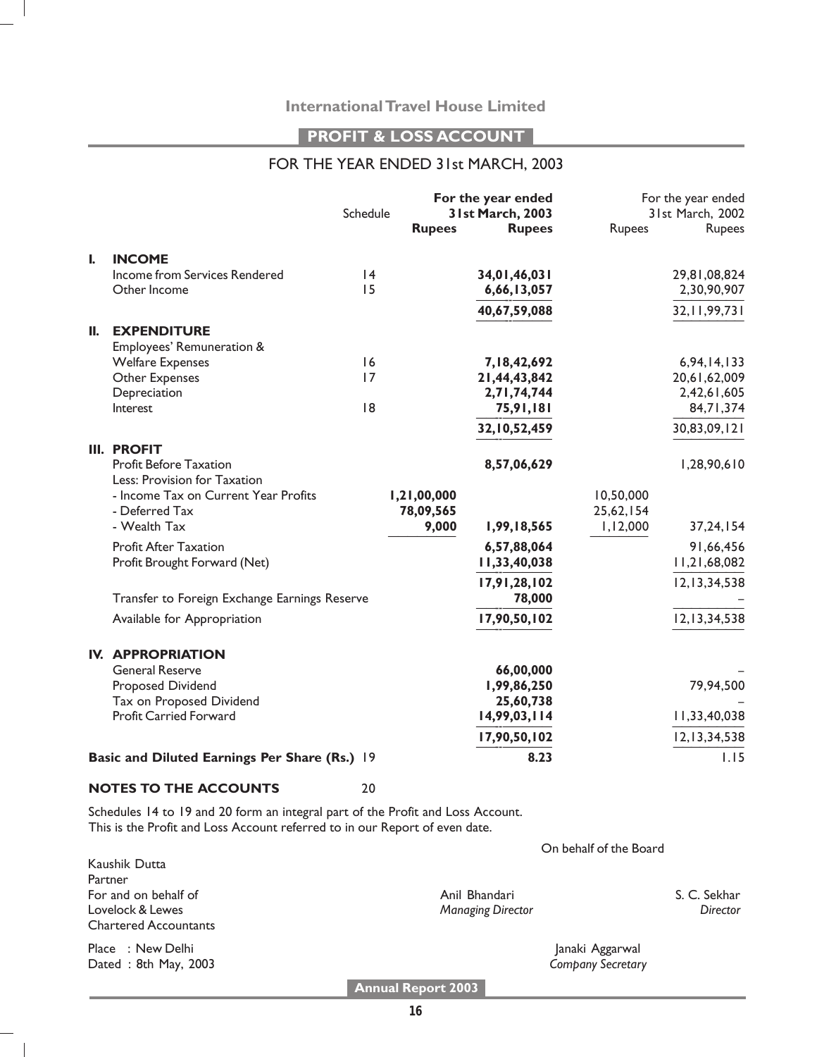# International Travel House Limited

## PROFIT & LOSS ACCOUNT

### FOR THE YEAR ENDED 31st MARCH, 2003

| | | Schedule | For the year ended 31st March, 2003 Rupees | Rupees | For the year ended 31st March, 2002 Rupees | Rupees |
|---|---|---|---|---|---|---|
| **I.** | **INCOME** | | | | | |
| | Income from Services Rendered | 14 | | **34,01,46,031** | | 29,81,08,824 |
| | Other Income | 15 | | **6,66,13,057** | | 2,30,90,907 |
| | | | | **40,67,59,088** | | 32,11,99,731 |
| **II.** | **EXPENDITURE** | | | | | |
| | Employees' Remuneration & Welfare Expenses | 16 | | **7,18,42,692** | | 6,94,14,133 |
| | Other Expenses | 17 | | **21,44,43,842** | | 20,61,62,009 |
| | Depreciation | | | **2,71,74,744** | | 2,42,61,605 |
| | Interest | 18 | | **75,91,181** | | 84,71,374 |
| | | | | **32,10,52,459** | | 30,83,09,121 |
| **III.** | **PROFIT** | | | | | |
| | Profit Before Taxation | | | **8,57,06,629** | | 1,28,90,610 |
| | Less: Provision for Taxation | | | | | |
| | - Income Tax on Current Year Profits | | **1,21,00,000** | | 10,50,000 | |
| | - Deferred Tax | | **78,09,565** | | 25,62,154 | |
| | - Wealth Tax | | **9,000** | **1,99,18,565** | 1,12,000 | 37,24,154 |
| | Profit After Taxation | | | **6,57,88,064** | | 91,66,456 |
| | Profit Brought Forward (Net) | | | **11,33,40,038** | | 11,21,68,082 |
| | | | | **17,91,28,102** | | 12,13,34,538 |
| | Transfer to Foreign Exchange Earnings Reserve | | | **78,000** | | – |
| | Available for Appropriation | | | **17,90,50,102** | | 12,13,34,538 |
| **IV.** | **APPROPRIATION** | | | | | |
| | General Reserve | | | **66,00,000** | | – |
| | Proposed Dividend | | | **1,99,86,250** | | 79,94,500 |
| | Tax on Proposed Dividend | | | **25,60,738** | | – |
| | Profit Carried Forward | | | **14,99,03,114** | | 11,33,40,038 |
| | | | | **17,90,50,102** | | 12,13,34,538 |
| | **Basic and Diluted Earnings Per Share (Rs.)** | 19 | | **8.23** | | 1.15 |

**NOTES TO THE ACCOUNTS** 20

Schedules 14 to 19 and 20 form an integral part of the Profit and Loss Account.
This is the Profit and Loss Account referred to in our Report of even date.

On behalf of the Board

Kaushik Dutta
Partner
For and on behalf of
Lovelock & Lewes
Chartered Accountants

Anil Bhandari
*Managing Director*

S. C. Sekhar
*Director*

Place : New Delhi
Dated : 8th May, 2003

Janaki Aggarwal
*Company Secretary*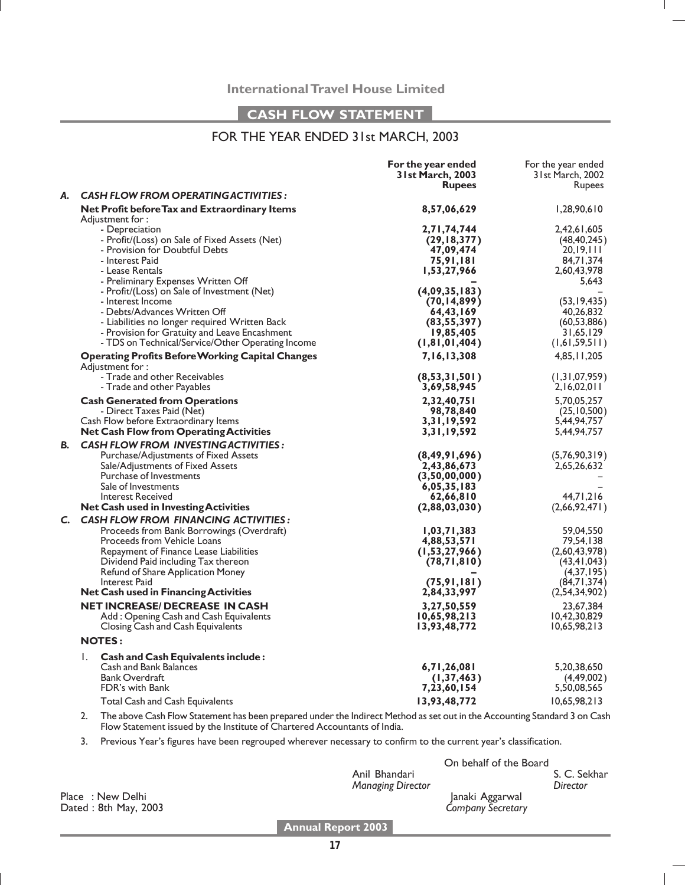# International Travel House Limited

## CASH FLOW STATEMENT

### FOR THE YEAR ENDED 31st MARCH, 2003

| | | For the year ended 31st March, 2003 Rupees | For the year ended 31st March, 2002 Rupees |
|---|---|---|---|
| **A.** | ***CASH FLOW FROM OPERATING ACTIVITIES :*** | | |
| | **Net Profit before Tax and Extraordinary Items** | **8,57,06,629** | 1,28,90,610 |
| | Adjustment for : | | |
| | - Depreciation | **2,71,74,744** | 2,42,61,605 |
| | - Profit/(Loss) on Sale of Fixed Assets (Net) | **(29,18,377)** | (48,40,245) |
| | - Provision for Doubtful Debts | **47,09,474** | 20,19,111 |
| | - Interest Paid | **75,91,181** | 84,71,374 |
| | - Lease Rentals | **1,53,27,966** | 2,60,43,978 |
| | - Preliminary Expenses Written Off | **–** | 5,643 |
| | - Profit/(Loss) on Sale of Investment (Net) | **(4,09,35,183)** | – |
| | - Interest Income | **(70,14,899)** | (53,19,435) |
| | - Debts/Advances Written Off | **64,43,169** | 40,26,832 |
| | - Liabilities no longer required Written Back | **(83,55,397)** | (60,53,886) |
| | - Provision for Gratuity and Leave Encashment | **19,85,405** | 31,65,129 |
| | - TDS on Technical/Service/Other Operating Income | **(1,81,01,404)** | (1,61,59,511) |
| | **Operating Profits Before Working Capital Changes** | **7,16,13,308** | 4,85,11,205 |
| | Adjustment for : | | |
| | - Trade and other Receivables | **(8,53,31,501)** | (1,31,07,959) |
| | - Trade and other Payables | **3,69,58,945** | 2,16,02,011 |
| | **Cash Generated from Operations** | **2,32,40,751** | 5,70,05,257 |
| | - Direct Taxes Paid (Net) | **98,78,840** | (25,10,500) |
| | Cash Flow before Extraordinary Items | **3,31,19,592** | 5,44,94,757 |
| | **Net Cash Flow from Operating Activities** | **3,31,19,592** | 5,44,94,757 |
| **B.** | ***CASH FLOW FROM INVESTING ACTIVITIES :*** | | |
| | Purchase/Adjustments of Fixed Assets | **(8,49,91,696)** | (5,76,90,319) |
| | Sale/Adjustments of Fixed Assets | **2,43,86,673** | 2,65,26,632 |
| | Purchase of Investments | **(3,50,00,000)** | – |
| | Sale of Investments | **6,05,35,183** | – |
| | Interest Received | **62,66,810** | 44,71,216 |
| | **Net Cash used in Investing Activities** | **(2,88,03,030)** | (2,66,92,471) |
| **C.** | ***CASH FLOW FROM FINANCING ACTIVITIES :*** | | |
| | Proceeds from Bank Borrowings (Overdraft) | **1,03,71,383** | 59,04,550 |
| | Proceeds from Vehicle Loans | **4,88,53,571** | 79,54,138 |
| | Repayment of Finance Lease Liabilities | **(1,53,27,966)** | (2,60,43,978) |
| | Dividend Paid including Tax thereon | **(78,71,810)** | (43,41,043) |
| | Refund of Share Application Money | **–** | (4,37,195) |
| | Interest Paid | **(75,91,181)** | (84,71,374) |
| | **Net Cash used in Financing Activities** | **2,84,33,997** | (2,54,34,902) |
| | **NET INCREASE/ DECREASE IN CASH** | **3,27,50,559** | 23,67,384 |
| | Add : Opening Cash and Cash Equivalents | **10,65,98,213** | 10,42,30,829 |
| | Closing Cash and Cash Equivalents | **13,93,48,772** | 10,65,98,213 |

**NOTES :**

1. **Cash and Cash Equivalents include :**

| | 2003 | 2002 |
|---|---|---|
| Cash and Bank Balances | **6,71,26,081** | 5,20,38,650 |
| Bank Overdraft | **(1,37,463)** | (4,49,002) |
| FDR's with Bank | **7,23,60,154** | 5,50,08,565 |
| Total Cash and Cash Equivalents | **13,93,48,772** | 10,65,98,213 |

2. The above Cash Flow Statement has been prepared under the Indirect Method as set out in the Accounting Standard 3 on Cash Flow Statement issued by the Institute of Chartered Accountants of India.

3. Previous Year's figures have been regrouped wherever necessary to confirm to the current year's classification.

On behalf of the Board

Anil Bhandari
*Managing Director*

S. C. Sekhar
*Director*

Janaki Aggarwal
*Company Secretary*

Place : New Delhi
Dated : 8th May, 2003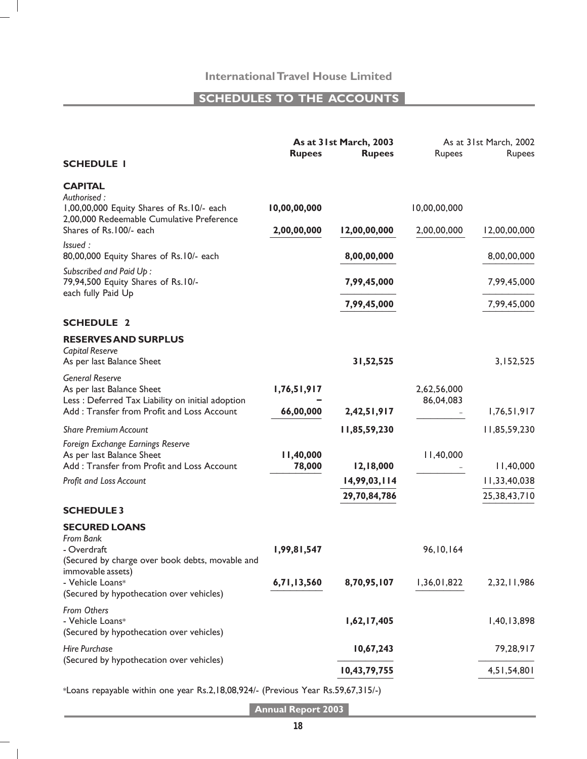# International Travel House Limited

## SCHEDULES TO THE ACCOUNTS

| | As at 31st March, 2003 | | As at 31st March, 2002 | |
|---|---|---|---|---|
| | **Rupees** | **Rupees** | Rupees | Rupees |
| **SCHEDULE 1** | | | | |
| **CAPITAL** | | | | |
| *Authorised :* | | | | |
| 1,00,00,000 Equity Shares of Rs.10/- each | **10,00,00,000** | | 10,00,00,000 | |
| 2,00,000 Redeemable Cumulative Preference Shares of Rs.100/- each | **2,00,00,000** | **12,00,00,000** | 2,00,00,000 | 12,00,00,000 |
| *Issued :* | | | | |
| 80,00,000 Equity Shares of Rs.10/- each | | **8,00,00,000** | | 8,00,00,000 |
| *Subscribed and Paid Up :* | | | | |
| 79,94,500 Equity Shares of Rs.10/- each fully Paid Up | | **7,99,45,000** | | 7,99,45,000 |
| | | **7,99,45,000** | | 7,99,45,000 |
| **SCHEDULE 2** | | | | |
| **RESERVES AND SURPLUS** | | | | |
| *Capital Reserve* | | | | |
| As per last Balance Sheet | | **31,52,525** | | 3,152,525 |
| *General Reserve* | | | | |
| As per last Balance Sheet | **1,76,51,917** | | 2,62,56,000 | |
| Less : Deferred Tax Liability on initial adoption | **–** | | 86,04,083 | |
| Add : Transfer from Profit and Loss Account | **66,00,000** | **2,42,51,917** | – | 1,76,51,917 |
| *Share Premium Account* | | **11,85,59,230** | | 11,85,59,230 |
| *Foreign Exchange Earnings Reserve* | | | | |
| As per last Balance Sheet | **11,40,000** | | 11,40,000 | |
| Add : Transfer from Profit and Loss Account | **78,000** | **12,18,000** | – | 11,40,000 |
| *Profit and Loss Account* | | **14,99,03,114** | | 11,33,40,038 |
| | | **29,70,84,786** | | 25,38,43,710 |
| **SCHEDULE 3** | | | | |
| **SECURED LOANS** | | | | |
| *From Bank* | | | | |
| - Overdraft (Secured by charge over book debts, movable and immovable assets) | **1,99,81,547** | | 96,10,164 | |
| - Vehicle Loans* (Secured by hypothecation over vehicles) | **6,71,13,560** | **8,70,95,107** | 1,36,01,822 | 2,32,11,986 |
| *From Others* | | | | |
| - Vehicle Loans* (Secured by hypothecation over vehicles) | | **1,62,17,405** | | 1,40,13,898 |
| *Hire Purchase* (Secured by hypothecation over vehicles) | | **10,67,243** | | 79,28,917 |
| | | **10,43,79,755** | | 4,51,54,801 |

*Loans repayable within one year Rs.2,18,08,924/- (Previous Year Rs.59,67,315/-)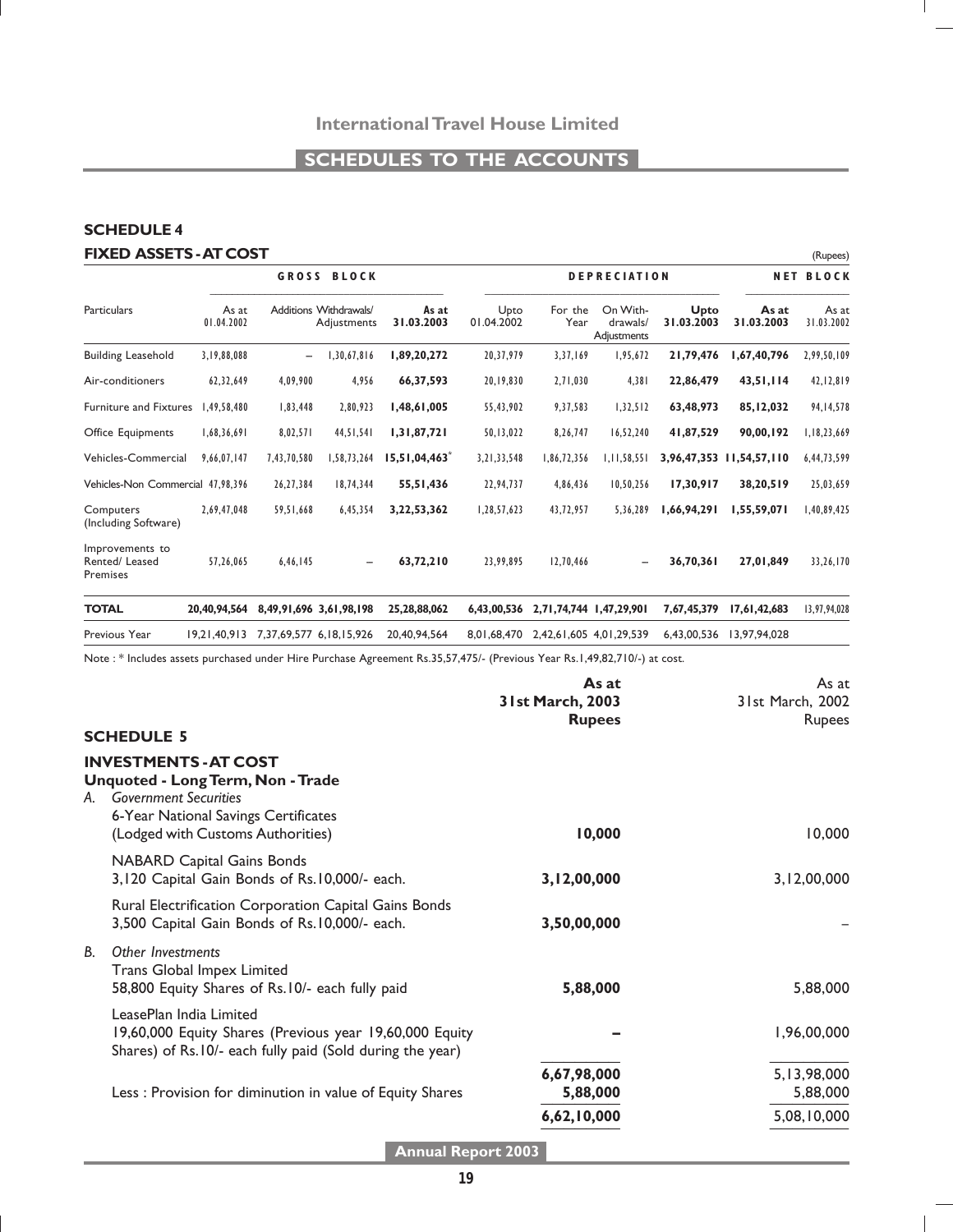# International Travel House Limited

## SCHEDULES TO THE ACCOUNTS

### SCHEDULE 4

### FIXED ASSETS - AT COST

(Rupees)

| Particulars | GROSS BLOCK | | | | DEPRECIATION | | | | NET BLOCK | |
|---|---|---|---|---|---|---|---|---|---|---|
| | As at 01.04.2002 | Additions | Withdrawals/ Adjustments | **As at 31.03.2003** | Upto 01.04.2002 | For the Year | On With-drawals/ Adjustments | **Upto 31.03.2003** | **As at 31.03.2003** | As at 31.03.2002 |
| Building Leasehold | 3,19,88,088 | – | 1,30,67,816 | **1,89,20,272** | 20,37,979 | 3,37,169 | 1,95,672 | **21,79,476** | **1,67,40,796** | 2,99,50,109 |
| Air-conditioners | 62,32,649 | 4,09,900 | 4,956 | **66,37,593** | 20,19,830 | 2,71,030 | 4,381 | **22,86,479** | **43,51,114** | 42,12,819 |
| Furniture and Fixtures | 1,49,58,480 | 1,83,448 | 2,80,923 | **1,48,61,005** | 55,43,902 | 9,37,583 | 1,32,512 | **63,48,973** | **85,12,032** | 94,14,578 |
| Office Equipments | 1,68,36,691 | 8,02,571 | 44,51,541 | **1,31,87,721** | 50,13,022 | 8,26,747 | 16,52,240 | **41,87,529** | **90,00,192** | 1,18,23,669 |
| Vehicles-Commercial | 9,66,07,147 | 7,43,70,580 | 1,58,73,264 | **15,51,04,463*** | 3,21,33,548 | 1,86,72,356 | 1,11,58,551 | **3,96,47,353** | **11,54,57,110** | 6,44,73,599 |
| Vehicles-Non Commercial | 47,98,396 | 26,27,384 | 18,74,344 | **55,51,436** | 22,94,737 | 4,86,436 | 10,50,256 | **17,30,917** | **38,20,519** | 25,03,659 |
| Computers (Including Software) | 2,69,47,048 | 59,51,668 | 6,45,354 | **3,22,53,362** | 1,28,57,623 | 43,72,957 | 5,36,289 | **1,66,94,291** | **1,55,59,071** | 1,40,89,425 |
| Improvements to Rented/ Leased Premises | 57,26,065 | 6,46,145 | – | **63,72,210** | 23,99,895 | 12,70,466 | – | **36,70,361** | **27,01,849** | 33,26,170 |
| **TOTAL** | **20,40,94,564** | **8,49,91,696** | **3,61,98,198** | **25,28,88,062** | **6,43,00,536** | **2,71,74,744** | **1,47,29,901** | **7,67,45,379** | **17,61,42,683** | 13,97,94,028 |
| Previous Year | 19,21,40,913 | 7,37,69,577 | 6,18,15,926 | 20,40,94,564 | 8,01,68,470 | 2,42,61,605 | 4,01,29,539 | 6,43,00,536 | 13,97,94,028 | |

Note : * Includes assets purchased under Hire Purchase Agreement Rs.35,57,475/- (Previous Year Rs.1,49,82,710/-) at cost.

### SCHEDULE 5

### INVESTMENTS - AT COST

**Unquoted - Long Term, Non - Trade**

| | **As at 31st March, 2003 Rupees** | As at 31st March, 2002 Rupees |
|---|---|---|
| A. *Government Securities* | | |
| 6-Year National Savings Certificates (Lodged with Customs Authorities) | **10,000** | 10,000 |
| NABARD Capital Gains Bonds 3,120 Capital Gain Bonds of Rs.10,000/- each. | **3,12,00,000** | 3,12,00,000 |
| Rural Electrification Corporation Capital Gains Bonds 3,500 Capital Gain Bonds of Rs.10,000/- each. | **3,50,00,000** | – |
| B. *Other Investments* | | |
| Trans Global Impex Limited 58,800 Equity Shares of Rs.10/- each fully paid | **5,88,000** | 5,88,000 |
| LeasePlan India Limited 19,60,000 Equity Shares (Previous year 19,60,000 Equity Shares) of Rs.10/- each fully paid (Sold during the year) | **–** | 1,96,00,000 |
| | **6,67,98,000** | 5,13,98,000 |
| Less : Provision for diminution in value of Equity Shares | **5,88,000** | 5,88,000 |
| | **6,62,10,000** | 5,08,10,000 |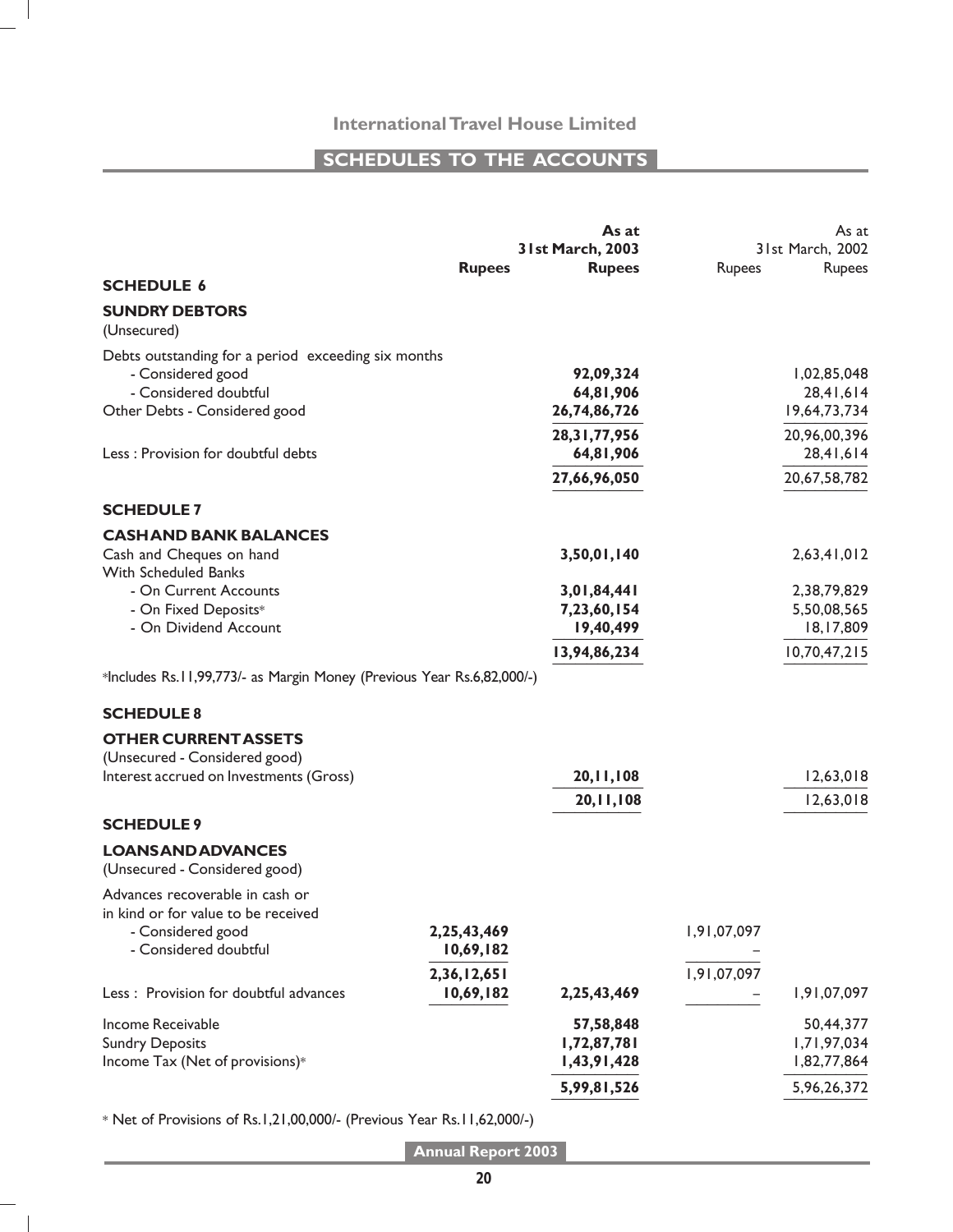## SCHEDULES TO THE ACCOUNTS

| | Rupees | As at 31st March, 2003 Rupees | Rupees | As at 31st March, 2002 Rupees |
|---|---|---|---|---|
| **SCHEDULE 6** | | | | |
| **SUNDRY DEBTORS** | | | | |
| (Unsecured) | | | | |
| Debts outstanding for a period exceeding six months | | | | |
| - Considered good | | **92,09,324** | | 1,02,85,048 |
| - Considered doubtful | | **64,81,906** | | 28,41,614 |
| Other Debts - Considered good | | **26,74,86,726** | | 19,64,73,734 |
| | | **28,31,77,956** | | 20,96,00,396 |
| Less : Provision for doubtful debts | | **64,81,906** | | 28,41,614 |
| | | **27,66,96,050** | | 20,67,58,782 |
| **SCHEDULE 7** | | | | |
| **CASH AND BANK BALANCES** | | | | |
| Cash and Cheques on hand | | **3,50,01,140** | | 2,63,41,012 |
| With Scheduled Banks | | | | |
| - On Current Accounts | | **3,01,84,441** | | 2,38,79,829 |
| - On Fixed Deposits* | | **7,23,60,154** | | 5,50,08,565 |
| - On Dividend Account | | **19,40,499** | | 18,17,809 |
| | | **13,94,86,234** | | 10,70,47,215 |

*Includes Rs.11,99,773/- as Margin Money (Previous Year Rs.6,82,000/-)

| | Rupees | As at 31st March, 2003 Rupees | Rupees | As at 31st March, 2002 Rupees |
|---|---|---|---|---|
| **SCHEDULE 8** | | | | |
| **OTHER CURRENT ASSETS** | | | | |
| (Unsecured - Considered good) | | | | |
| Interest accrued on Investments (Gross) | | **20,11,108** | | 12,63,018 |
| | | **20,11,108** | | 12,63,018 |
| **SCHEDULE 9** | | | | |
| **LOANS AND ADVANCES** | | | | |
| (Unsecured - Considered good) | | | | |
| Advances recoverable in cash or in kind or for value to be received | | | | |
| - Considered good | **2,25,43,469** | | 1,91,07,097 | |
| - Considered doubtful | **10,69,182** | | – | |
| | **2,36,12,651** | | 1,91,07,097 | |
| Less : Provision for doubtful advances | **10,69,182** | **2,25,43,469** | – | 1,91,07,097 |
| Income Receivable | | **57,58,848** | | 50,44,377 |
| Sundry Deposits | | **1,72,87,781** | | 1,71,97,034 |
| Income Tax (Net of provisions)* | | **1,43,91,428** | | 1,82,77,864 |
| | | **5,99,81,526** | | 5,96,26,372 |

* Net of Provisions of Rs.1,21,00,000/- (Previous Year Rs.11,62,000/-)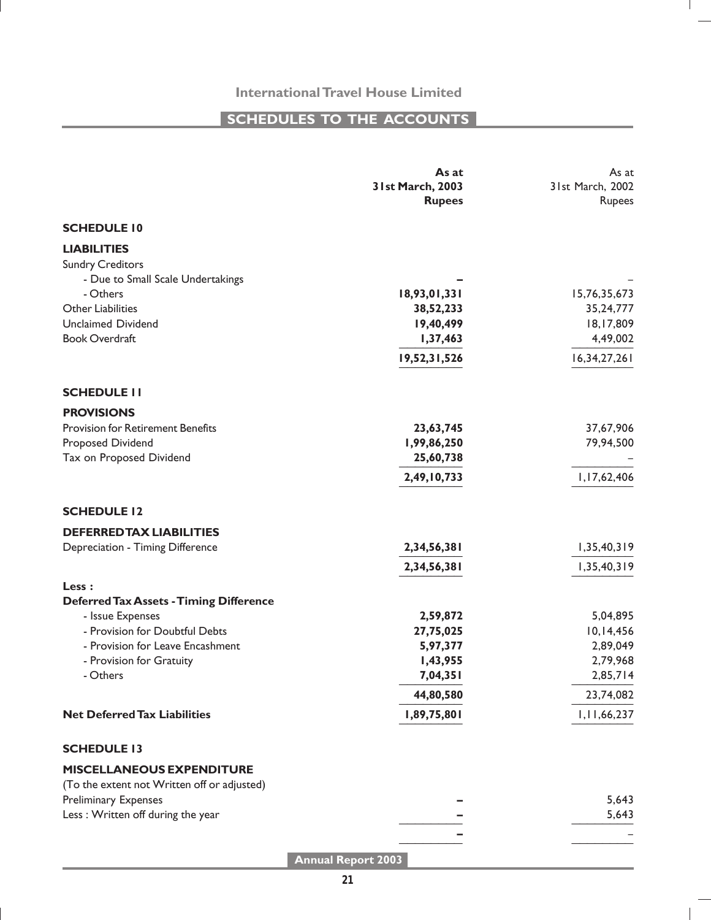## SCHEDULES TO THE ACCOUNTS

| | As at 31st March, 2003 Rupees | As at 31st March, 2002 Rupees |
|---|---|---|
| **SCHEDULE 10** | | |
| **LIABILITIES** | | |
| Sundry Creditors | | |
| - Due to Small Scale Undertakings | – | – |
| - Others | **18,93,01,331** | 15,76,35,673 |
| Other Liabilities | **38,52,233** | 35,24,777 |
| Unclaimed Dividend | **19,40,499** | 18,17,809 |
| Book Overdraft | **1,37,463** | 4,49,002 |
| | **19,52,31,526** | 16,34,27,261 |
| **SCHEDULE 11** | | |
| **PROVISIONS** | | |
| Provision for Retirement Benefits | **23,63,745** | 37,67,906 |
| Proposed Dividend | **1,99,86,250** | 79,94,500 |
| Tax on Proposed Dividend | **25,60,738** | – |
| | **2,49,10,733** | 1,17,62,406 |
| **SCHEDULE 12** | | |
| **DEFERRED TAX LIABILITIES** | | |
| Depreciation - Timing Difference | **2,34,56,381** | 1,35,40,319 |
| | **2,34,56,381** | 1,35,40,319 |
| **Less :** | | |
| **Deferred Tax Assets - Timing Difference** | | |
| - Issue Expenses | **2,59,872** | 5,04,895 |
| - Provision for Doubtful Debts | **27,75,025** | 10,14,456 |
| - Provision for Leave Encashment | **5,97,377** | 2,89,049 |
| - Provision for Gratuity | **1,43,955** | 2,79,968 |
| - Others | **7,04,351** | 2,85,714 |
| | **44,80,580** | 23,74,082 |
| **Net Deferred Tax Liabilities** | **1,89,75,801** | 1,11,66,237 |
| **SCHEDULE 13** | | |
| **MISCELLANEOUS EXPENDITURE** | | |
| (To the extent not Written off or adjusted) | | |
| Preliminary Expenses | – | 5,643 |
| Less : Written off during the year | – | 5,643 |
| | – | – |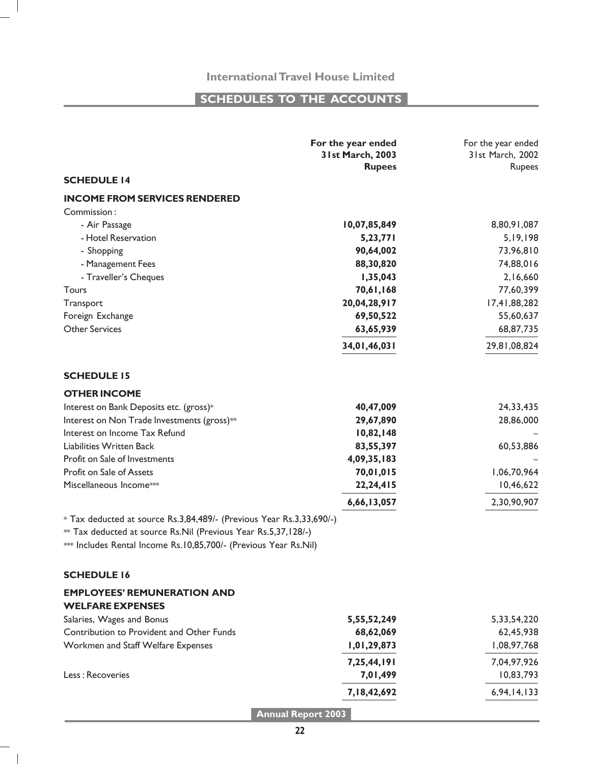# International Travel House Limited

## SCHEDULES TO THE ACCOUNTS

| | For the year ended 31st March, 2003 Rupees | For the year ended 31st March, 2002 Rupees |
|---|---|---|
| **SCHEDULE 14** | | |
| **INCOME FROM SERVICES RENDERED** | | |
| Commission : | | |
| - Air Passage | **10,07,85,849** | 8,80,91,087 |
| - Hotel Reservation | **5,23,771** | 5,19,198 |
| - Shopping | **90,64,002** | 73,96,810 |
| - Management Fees | **88,30,820** | 74,88,016 |
| - Traveller's Cheques | **1,35,043** | 2,16,660 |
| Tours | **70,61,168** | 77,60,399 |
| Transport | **20,04,28,917** | 17,41,88,282 |
| Foreign Exchange | **69,50,522** | 55,60,637 |
| Other Services | **63,65,939** | 68,87,735 |
| | **34,01,46,031** | 29,81,08,824 |

| | For the year ended 31st March, 2003 Rupees | For the year ended 31st March, 2002 Rupees |
|---|---|---|
| **SCHEDULE 15** | | |
| **OTHER INCOME** | | |
| Interest on Bank Deposits etc. (gross)* | **40,47,009** | 24,33,435 |
| Interest on Non Trade Investments (gross)** | **29,67,890** | 28,86,000 |
| Interest on Income Tax Refund | **10,82,148** | – |
| Liabilities Written Back | **83,55,397** | 60,53,886 |
| Profit on Sale of Investments | **4,09,35,183** | – |
| Profit on Sale of Assets | **70,01,015** | 1,06,70,964 |
| Miscellaneous Income*** | **22,24,415** | 10,46,622 |
| | **6,66,13,057** | 2,30,90,907 |

* Tax deducted at source Rs.3,84,489/- (Previous Year Rs.3,33,690/-)

** Tax deducted at source Rs.Nil (Previous Year Rs.5,37,128/-)

*** Includes Rental Income Rs.10,85,700/- (Previous Year Rs.Nil)

| | For the year ended 31st March, 2003 Rupees | For the year ended 31st March, 2002 Rupees |
|---|---|---|
| **SCHEDULE 16** | | |
| **EMPLOYEES' REMUNERATION AND WELFARE EXPENSES** | | |
| Salaries, Wages and Bonus | **5,55,52,249** | 5,33,54,220 |
| Contribution to Provident and Other Funds | **68,62,069** | 62,45,938 |
| Workmen and Staff Welfare Expenses | **1,01,29,873** | 1,08,97,768 |
| | **7,25,44,191** | 7,04,97,926 |
| Less : Recoveries | **7,01,499** | 10,83,793 |
| | **7,18,42,692** | 6,94,14,133 |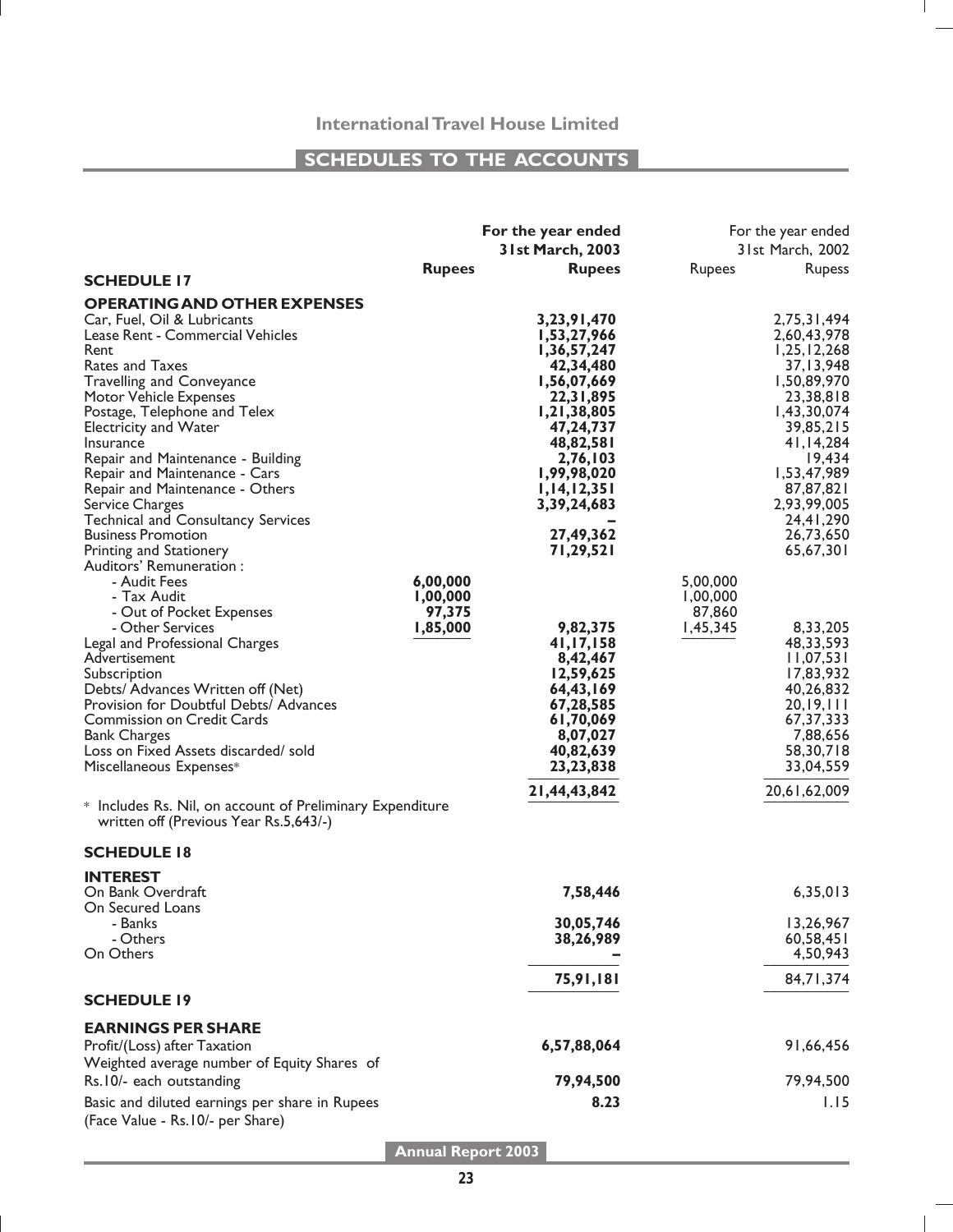## SCHEDULES TO THE ACCOUNTS

| | For the year ended 31st March, 2003 | | For the year ended 31st March, 2002 | |
|---|---|---|---|---|
| | **Rupees** | **Rupees** | Rupees | Rupess |
| **SCHEDULE 17** | | | | |
| **OPERATING AND OTHER EXPENSES** | | | | |
| Car, Fuel, Oil & Lubricants | | **3,23,91,470** | | 2,75,31,494 |
| Lease Rent - Commercial Vehicles | | **1,53,27,966** | | 2,60,43,978 |
| Rent | | **1,36,57,247** | | 1,25,12,268 |
| Rates and Taxes | | **42,34,480** | | 37,13,948 |
| Travelling and Conveyance | | **1,56,07,669** | | 1,50,89,970 |
| Motor Vehicle Expenses | | **22,31,895** | | 23,38,818 |
| Postage, Telephone and Telex | | **1,21,38,805** | | 1,43,30,074 |
| Electricity and Water | | **47,24,737** | | 39,85,215 |
| Insurance | | **48,82,581** | | 41,14,284 |
| Repair and Maintenance - Building | | **2,76,103** | | 19,434 |
| Repair and Maintenance - Cars | | **1,99,98,020** | | 1,53,47,989 |
| Repair and Maintenance - Others | | **1,14,12,351** | | 87,87,821 |
| Service Charges | | **3,39,24,683** | | 2,93,99,005 |
| Technical and Consultancy Services | | **–** | | 24,41,290 |
| Business Promotion | | **27,49,362** | | 26,73,650 |
| Printing and Stationery | | **71,29,521** | | 65,67,301 |
| Auditors' Remuneration : | | | | |
| - Audit Fees | **6,00,000** | | 5,00,000 | |
| - Tax Audit | **1,00,000** | | 1,00,000 | |
| - Out of Pocket Expenses | **97,375** | | 87,860 | |
| - Other Services | **1,85,000** | **9,82,375** | 1,45,345 | 8,33,205 |
| Legal and Professional Charges | | **41,17,158** | | 48,33,593 |
| Advertisement | | **8,42,467** | | 11,07,531 |
| Subscription | | **12,59,625** | | 17,83,932 |
| Debts/ Advances Written off (Net) | | **64,43,169** | | 40,26,832 |
| Provision for Doubtful Debts/ Advances | | **67,28,585** | | 20,19,111 |
| Commission on Credit Cards | | **61,70,069** | | 67,37,333 |
| Bank Charges | | **8,07,027** | | 7,88,656 |
| Loss on Fixed Assets discarded/ sold | | **40,82,639** | | 58,30,718 |
| Miscellaneous Expenses* | | **23,23,838** | | 33,04,559 |
| | | **21,44,43,842** | | 20,61,62,009 |

\* Includes Rs. Nil, on account of Preliminary Expenditure written off (Previous Year Rs.5,643/-)

| | For the year ended 31st March, 2003 | For the year ended 31st March, 2002 |
|---|---|---|
| **SCHEDULE 18** | | |
| **INTEREST** | | |
| On Bank Overdraft | **7,58,446** | 6,35,013 |
| On Secured Loans | | |
| - Banks | **30,05,746** | 13,26,967 |
| - Others | **38,26,989** | 60,58,451 |
| On Others | **–** | 4,50,943 |
| | **75,91,181** | 84,71,374 |
| **SCHEDULE 19** | | |
| **EARNINGS PER SHARE** | | |
| Profit/(Loss) after Taxation | **6,57,88,064** | 91,66,456 |
| Weighted average number of Equity Shares of Rs.10/- each outstanding | **79,94,500** | 79,94,500 |
| Basic and diluted earnings per share in Rupees (Face Value - Rs.10/- per Share) | **8.23** | 1.15 |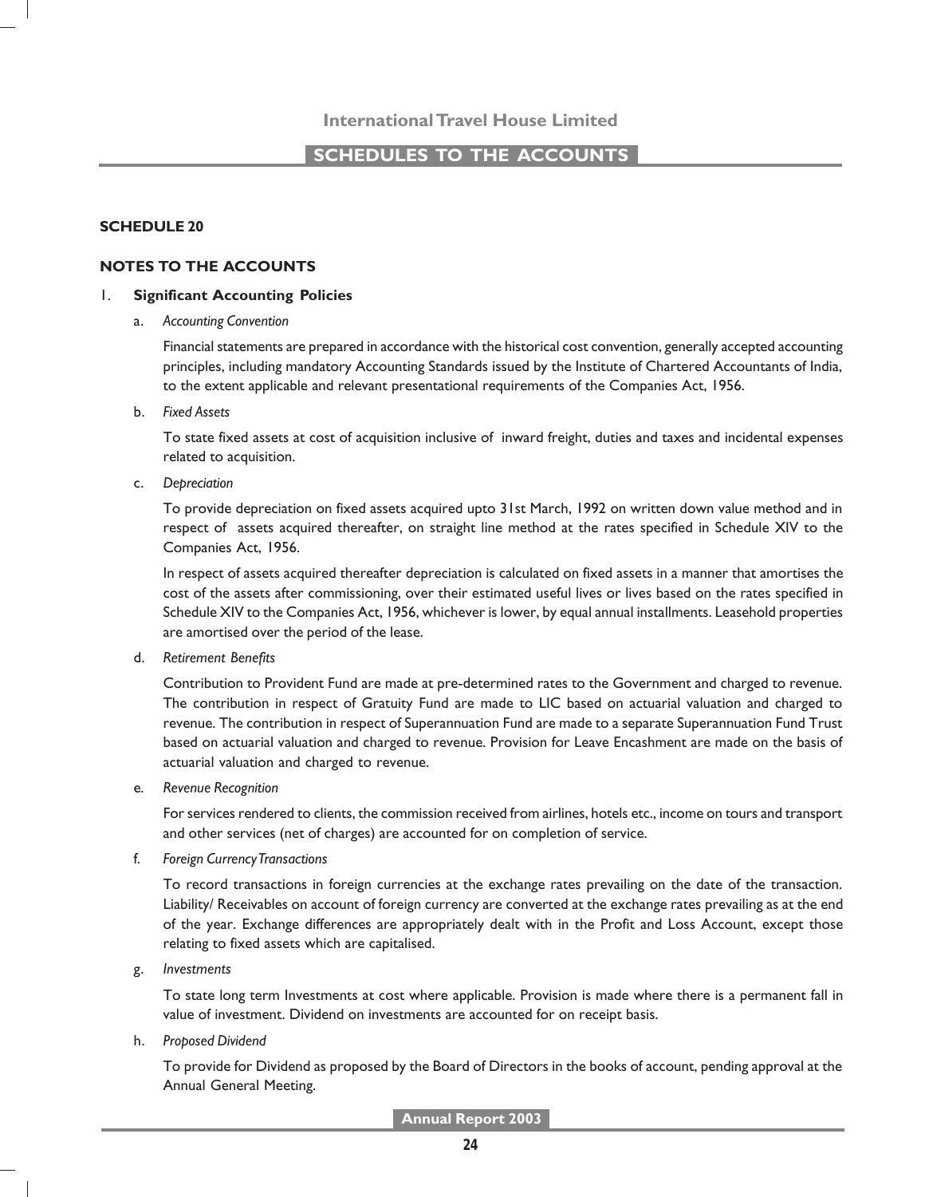## SCHEDULES TO THE ACCOUNTS

### SCHEDULE 20

### NOTES TO THE ACCOUNTS

1. **Significant Accounting Policies**

   a. *Accounting Convention*

   Financial statements are prepared in accordance with the historical cost convention, generally accepted accounting principles, including mandatory Accounting Standards issued by the Institute of Chartered Accountants of India, to the extent applicable and relevant presentational requirements of the Companies Act, 1956.

   b. *Fixed Assets*

   To state fixed assets at cost of acquisition inclusive of inward freight, duties and taxes and incidental expenses related to acquisition.

   c. *Depreciation*

   To provide depreciation on fixed assets acquired upto 31st March, 1992 on written down value method and in respect of assets acquired thereafter, on straight line method at the rates specified in Schedule XIV to the Companies Act, 1956.

   In respect of assets acquired thereafter depreciation is calculated on fixed assets in a manner that amortises the cost of the assets after commissioning, over their estimated useful lives or lives based on the rates specified in Schedule XIV to the Companies Act, 1956, whichever is lower, by equal annual installments. Leasehold properties are amortised over the period of the lease.

   d. *Retirement Benefits*

   Contribution to Provident Fund are made at pre-determined rates to the Government and charged to revenue. The contribution in respect of Gratuity Fund are made to LIC based on actuarial valuation and charged to revenue. The contribution in respect of Superannuation Fund are made to a separate Superannuation Fund Trust based on actuarial valuation and charged to revenue. Provision for Leave Encashment are made on the basis of actuarial valuation and charged to revenue.

   e. *Revenue Recognition*

   For services rendered to clients, the commission received from airlines, hotels etc., income on tours and transport and other services (net of charges) are accounted for on completion of service.

   f. *Foreign Currency Transactions*

   To record transactions in foreign currencies at the exchange rates prevailing on the date of the transaction. Liability/ Receivables on account of foreign currency are converted at the exchange rates prevailing as at the end of the year. Exchange differences are appropriately dealt with in the Profit and Loss Account, except those relating to fixed assets which are capitalised.

   g. *Investments*

   To state long term Investments at cost where applicable. Provision is made where there is a permanent fall in value of investment. Dividend on investments are accounted for on receipt basis.

   h. *Proposed Dividend*

   To provide for Dividend as proposed by the Board of Directors in the books of account, pending approval at the Annual General Meeting.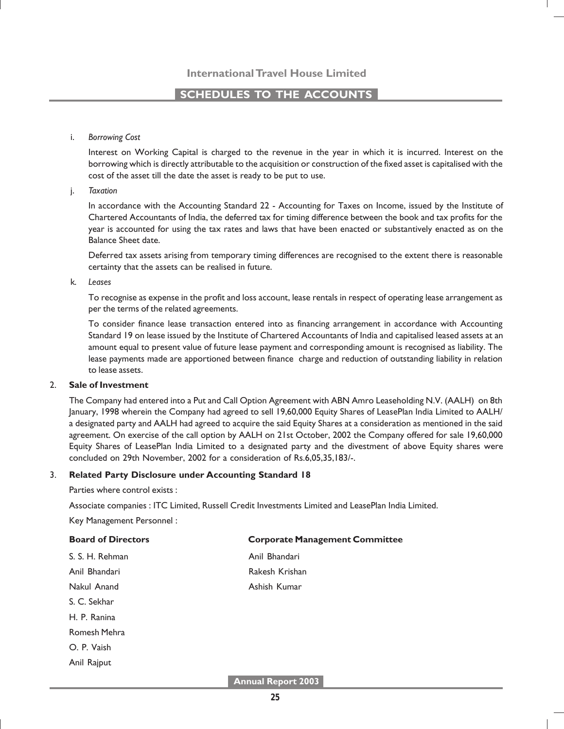## SCHEDULES TO THE ACCOUNTS

i. *Borrowing Cost*

Interest on Working Capital is charged to the revenue in the year in which it is incurred. Interest on the borrowing which is directly attributable to the acquisition or construction of the fixed asset is capitalised with the cost of the asset till the date the asset is ready to be put to use.

j. *Taxation*

In accordance with the Accounting Standard 22 - Accounting for Taxes on Income, issued by the Institute of Chartered Accountants of India, the deferred tax for timing difference between the book and tax profits for the year is accounted for using the tax rates and laws that have been enacted or substantively enacted as on the Balance Sheet date.

Deferred tax assets arising from temporary timing differences are recognised to the extent there is reasonable certainty that the assets can be realised in future.

k. *Leases*

To recognise as expense in the profit and loss account, lease rentals in respect of operating lease arrangement as per the terms of the related agreements.

To consider finance lease transaction entered into as financing arrangement in accordance with Accounting Standard 19 on lease issued by the Institute of Chartered Accountants of India and capitalised leased assets at an amount equal to present value of future lease payment and corresponding amount is recognised as liability. The lease payments made are apportioned between finance charge and reduction of outstanding liability in relation to lease assets.

2. **Sale of Investment**

The Company had entered into a Put and Call Option Agreement with ABN Amro Leaseholding N.V. (AALH) on 8th January, 1998 wherein the Company had agreed to sell 19,60,000 Equity Shares of LeasePlan India Limited to AALH/ a designated party and AALH had agreed to acquire the said Equity Shares at a consideration as mentioned in the said agreement. On exercise of the call option by AALH on 21st October, 2002 the Company offered for sale 19,60,000 Equity Shares of LeasePlan India Limited to a designated party and the divestment of above Equity shares were concluded on 29th November, 2002 for a consideration of Rs.6,05,35,183/-.

3. **Related Party Disclosure under Accounting Standard 18**

Parties where control exists :

Associate companies : ITC Limited, Russell Credit Investments Limited and LeasePlan India Limited.

Key Management Personnel :

| **Board of Directors** | **Corporate Management Committee** |
|---|---|
| S. S. H. Rehman | Anil Bhandari |
| Anil Bhandari | Rakesh Krishan |
| Nakul Anand | Ashish Kumar |
| S. C. Sekhar | |
| H. P. Ranina | |
| Romesh Mehra | |
| O. P. Vaish | |
| Anil Rajput | |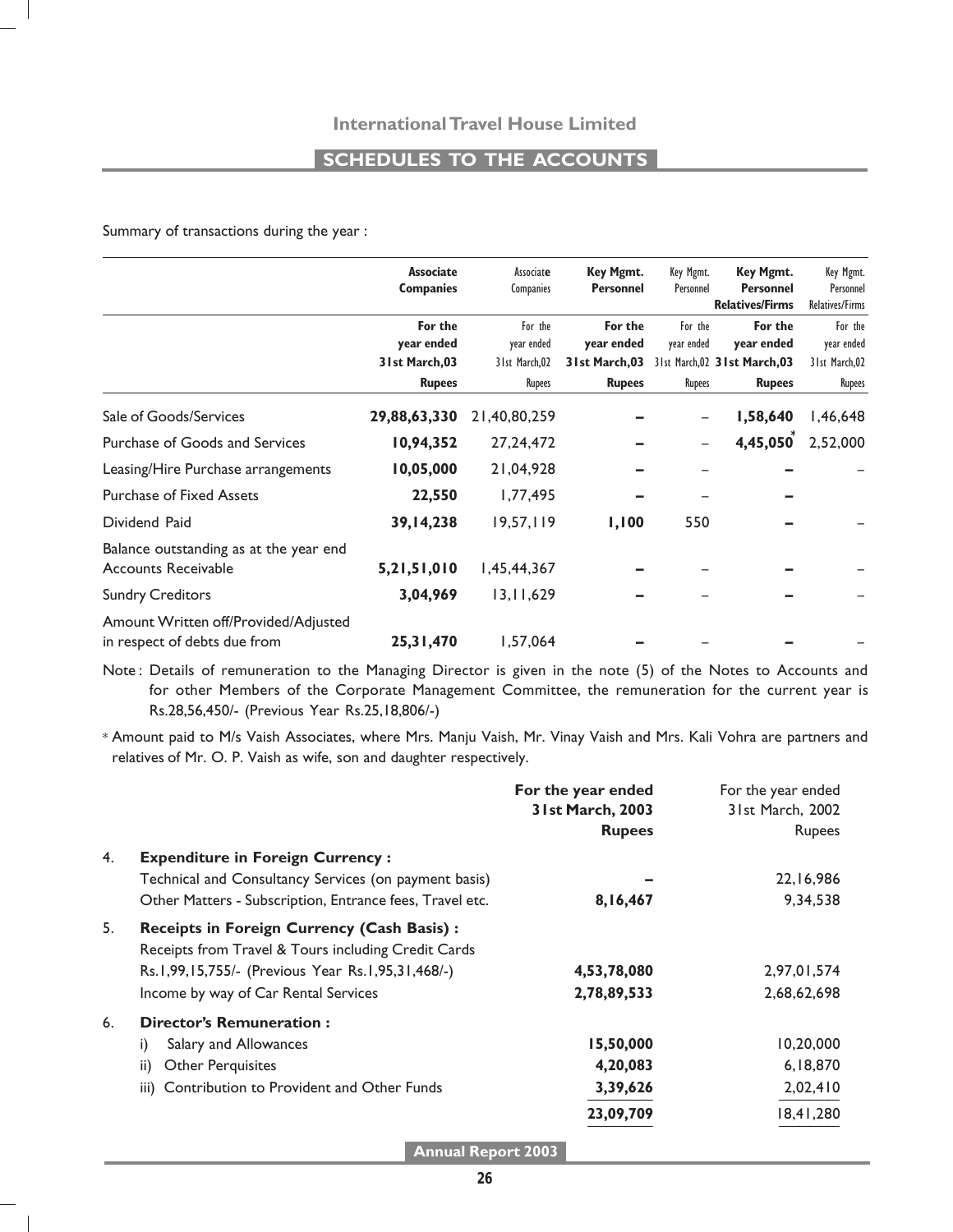## SCHEDULES TO THE ACCOUNTS

Summary of transactions during the year :

| | Associate Companies | Associate Companies | Key Mgmt. Personnel | Key Mgmt. Personnel | Key Mgmt. Personnel Relatives/Firms | Key Mgmt. Personnel Relatives/Firms |
|---|---|---|---|---|---|---|
| | For the year ended 31st March,03 | For the year ended 31st March,02 | For the year ended 31st March,03 | For the year ended 31st March,02 | For the year ended 31st March,03 | For the year ended 31st March,02 |
| | Rupees | Rupees | Rupees | Rupees | Rupees | Rupees |
| Sale of Goods/Services | **29,88,63,330** | 21,40,80,259 | **–** | – | **1,58,640** | 1,46,648 |
| Purchase of Goods and Services | **10,94,352** | 27,24,472 | **–** | – | **4,45,050*** | 2,52,000 |
| Leasing/Hire Purchase arrangements | **10,05,000** | 21,04,928 | **–** | – | **–** | – |
| Purchase of Fixed Assets | **22,550** | 1,77,495 | **–** | – | **–** | |
| Dividend Paid | **39,14,238** | 19,57,119 | **1,100** | 550 | **–** | – |
| Balance outstanding as at the year end Accounts Receivable | **5,21,51,010** | 1,45,44,367 | **–** | – | **–** | – |
| Sundry Creditors | **3,04,969** | 13,11,629 | **–** | – | **–** | – |
| Amount Written off/Provided/Adjusted in respect of debts due from | **25,31,470** | 1,57,064 | **–** | – | **–** | – |

Note : Details of remuneration to the Managing Director is given in the note (5) of the Notes to Accounts and for other Members of the Corporate Management Committee, the remuneration for the current year is Rs.28,56,450/- (Previous Year Rs.25,18,806/-)

* Amount paid to M/s Vaish Associates, where Mrs. Manju Vaish, Mr. Vinay Vaish and Mrs. Kali Vohra are partners and relatives of Mr. O. P. Vaish as wife, son and daughter respectively.

| | | For the year ended 31st March, 2003 Rupees | For the year ended 31st March, 2002 Rupees |
|---|---|---|---|
| 4. | **Expenditure in Foreign Currency :** | | |
| | Technical and Consultancy Services (on payment basis) | **–** | 22,16,986 |
| | Other Matters - Subscription, Entrance fees, Travel etc. | **8,16,467** | 9,34,538 |
| 5. | **Receipts in Foreign Currency (Cash Basis) :** | | |
| | Receipts from Travel & Tours including Credit Cards Rs.1,99,15,755/- (Previous Year Rs.1,95,31,468/-) | **4,53,78,080** | 2,97,01,574 |
| | Income by way of Car Rental Services | **2,78,89,533** | 2,68,62,698 |
| 6. | **Director's Remuneration :** | | |
| | i) Salary and Allowances | **15,50,000** | 10,20,000 |
| | ii) Other Perquisites | **4,20,083** | 6,18,870 |
| | iii) Contribution to Provident and Other Funds | **3,39,626** | 2,02,410 |
| | | **23,09,709** | 18,41,280 |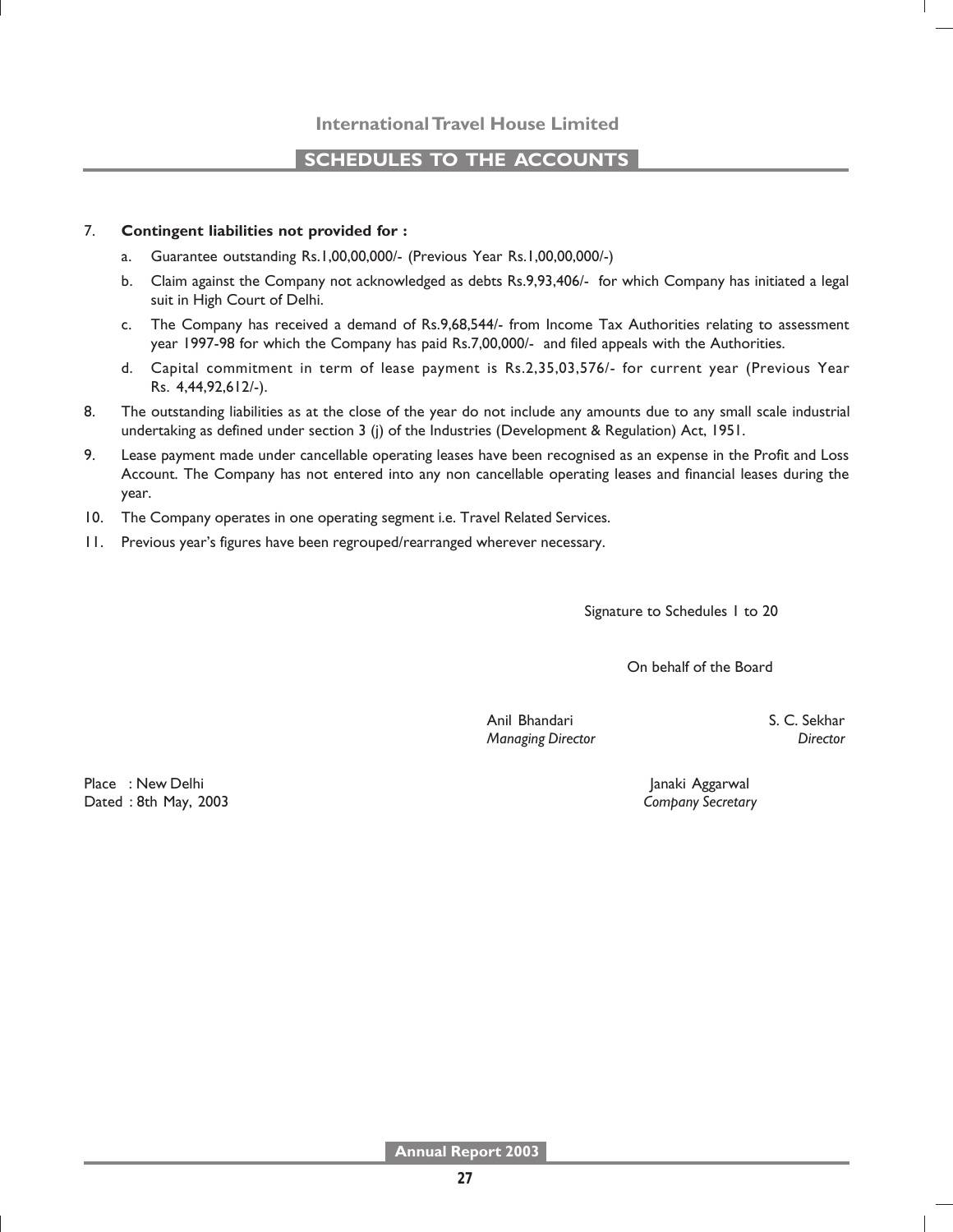## SCHEDULES TO THE ACCOUNTS

7. **Contingent liabilities not provided for :**

   a. Guarantee outstanding Rs.1,00,00,000/- (Previous Year Rs.1,00,00,000/-)

   b. Claim against the Company not acknowledged as debts Rs.9,93,406/- for which Company has initiated a legal suit in High Court of Delhi.

   c. The Company has received a demand of Rs.9,68,544/- from Income Tax Authorities relating to assessment year 1997-98 for which the Company has paid Rs.7,00,000/- and filed appeals with the Authorities.

   d. Capital commitment in term of lease payment is Rs.2,35,03,576/- for current year (Previous Year Rs. 4,44,92,612/-).

8. The outstanding liabilities as at the close of the year do not include any amounts due to any small scale industrial undertaking as defined under section 3 (j) of the Industries (Development & Regulation) Act, 1951.

9. Lease payment made under cancellable operating leases have been recognised as an expense in the Profit and Loss Account. The Company has not entered into any non cancellable operating leases and financial leases during the year.

10. The Company operates in one operating segment i.e. Travel Related Services.

11. Previous year's figures have been regrouped/rearranged wherever necessary.

Signature to Schedules 1 to 20

On behalf of the Board

Anil Bhandari
*Managing Director*

S. C. Sekhar
*Director*

Janaki Aggarwal
*Company Secretary*

Place : New Delhi
Dated : 8th May, 2003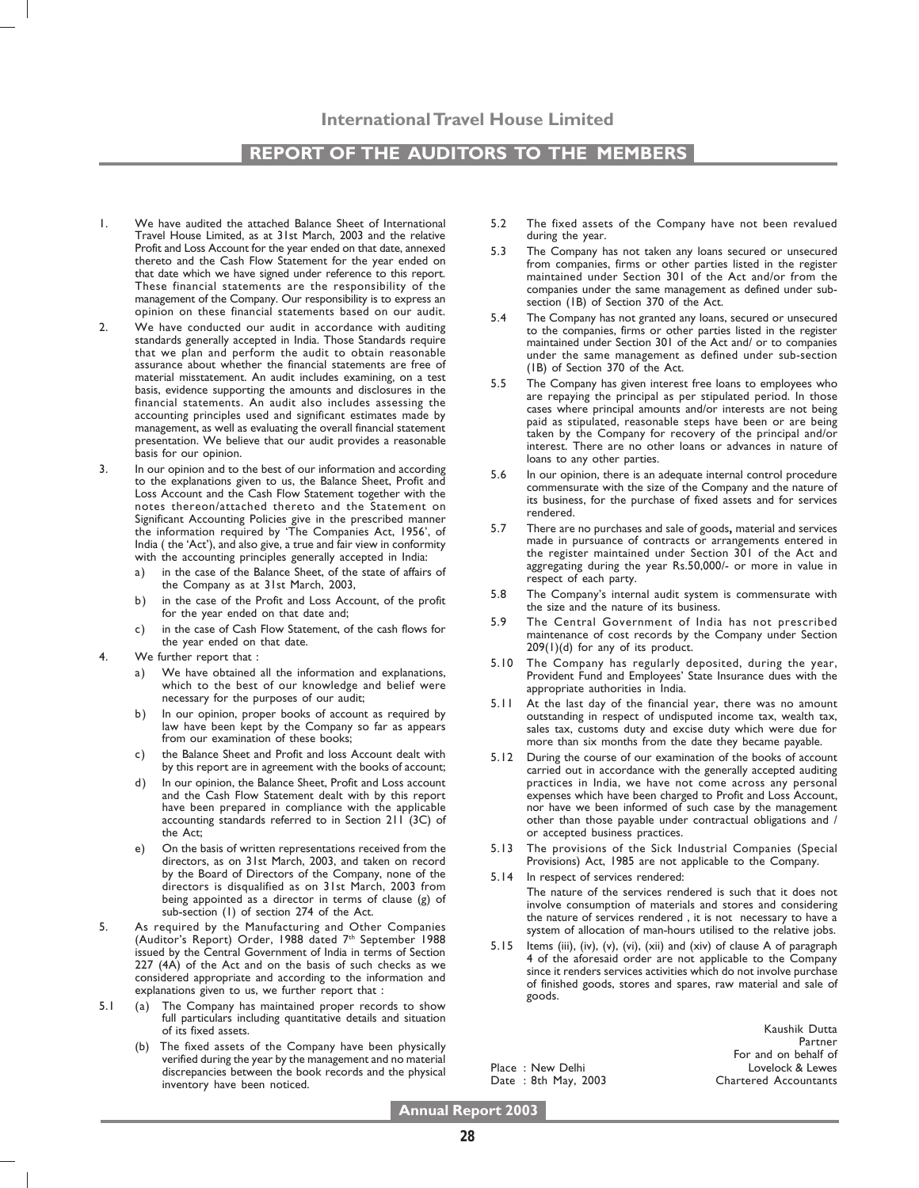## REPORT OF THE AUDITORS TO THE MEMBERS

1. We have audited the attached Balance Sheet of International Travel House Limited, as at 31st March, 2003 and the relative Profit and Loss Account for the year ended on that date, annexed thereto and the Cash Flow Statement for the year ended on that date which we have signed under reference to this report. These financial statements are the responsibility of the management of the Company. Our responsibility is to express an opinion on these financial statements based on our audit.

2. We have conducted our audit in accordance with auditing standards generally accepted in India. Those Standards require that we plan and perform the audit to obtain reasonable assurance about whether the financial statements are free of material misstatement. An audit includes examining, on a test basis, evidence supporting the amounts and disclosures in the financial statements. An audit also includes assessing the accounting principles used and significant estimates made by management, as well as evaluating the overall financial statement presentation. We believe that our audit provides a reasonable basis for our opinion.

3. In our opinion and to the best of our information and according to the explanations given to us, the Balance Sheet, Profit and Loss Account and the Cash Flow Statement together with the notes thereon/attached thereto and the Statement on Significant Accounting Policies give in the prescribed manner the information required by 'The Companies Act, 1956', of India ( the 'Act'), and also give, a true and fair view in conformity with the accounting principles generally accepted in India:
   a) in the case of the Balance Sheet, of the state of affairs of the Company as at 31st March, 2003,
   b) in the case of the Profit and Loss Account, of the profit for the year ended on that date and;
   c) in the case of Cash Flow Statement, of the cash flows for the year ended on that date.

4. We further report that :
   a) We have obtained all the information and explanations, which to the best of our knowledge and belief were necessary for the purposes of our audit;
   b) In our opinion, proper books of account as required by law have been kept by the Company so far as appears from our examination of these books;
   c) the Balance Sheet and Profit and loss Account dealt with by this report are in agreement with the books of account;
   d) In our opinion, the Balance Sheet, Profit and Loss account and the Cash Flow Statement dealt with by this report have been prepared in compliance with the applicable accounting standards referred to in Section 211 (3C) of the Act;
   e) On the basis of written representations received from the directors, as on 31st March, 2003, and taken on record by the Board of Directors of the Company, none of the directors is disqualified as on 31st March, 2003 from being appointed as a director in terms of clause (g) of sub-section (1) of section 274 of the Act.

5. As required by the Manufacturing and Other Companies (Auditor's Report) Order, 1988 dated 7th September 1988 issued by the Central Government of India in terms of Section 227 (4A) of the Act and on the basis of such checks as we considered appropriate and according to the information and explanations given to us, we further report that :

5.1 (a) The Company has maintained proper records to show full particulars including quantitative details and situation of its fixed assets.

(b) The fixed assets of the Company have been physically verified during the year by the management and no material discrepancies between the book records and the physical inventory have been noticed.

5.2 The fixed assets of the Company have not been revalued during the year.

5.3 The Company has not taken any loans secured or unsecured from companies, firms or other parties listed in the register maintained under Section 301 of the Act and/or from the companies under the same management as defined under sub-section (1B) of Section 370 of the Act.

5.4 The Company has not granted any loans, secured or unsecured to the companies, firms or other parties listed in the register maintained under Section 301 of the Act and/ or to companies under the same management as defined under sub-section (1B) of Section 370 of the Act.

5.5 The Company has given interest free loans to employees who are repaying the principal as per stipulated period. In those cases where principal amounts and/or interests are not being paid as stipulated, reasonable steps have been or are being taken by the Company for recovery of the principal and/or interest. There are no other loans or advances in nature of loans to any other parties.

5.6 In our opinion, there is an adequate internal control procedure commensurate with the size of the Company and the nature of its business, for the purchase of fixed assets and for services rendered.

5.7 There are no purchases and sale of goods**,** material and services made in pursuance of contracts or arrangements entered in the register maintained under Section 301 of the Act and aggregating during the year Rs.50,000/- or more in value in respect of each party.

5.8 The Company's internal audit system is commensurate with the size and the nature of its business.

5.9 The Central Government of India has not prescribed maintenance of cost records by the Company under Section 209(1)(d) for any of its product.

5.10 The Company has regularly deposited, during the year, Provident Fund and Employees' State Insurance dues with the appropriate authorities in India.

5.11 At the last day of the financial year, there was no amount outstanding in respect of undisputed income tax, wealth tax, sales tax, customs duty and excise duty which were due for more than six months from the date they became payable.

5.12 During the course of our examination of the books of account carried out in accordance with the generally accepted auditing practices in India, we have not come across any personal expenses which have been charged to Profit and Loss Account, nor have we been informed of such case by the management other than those payable under contractual obligations and / or accepted business practices.

5.13 The provisions of the Sick Industrial Companies (Special Provisions) Act, 1985 are not applicable to the Company.

5.14 In respect of services rendered:
The nature of the services rendered is such that it does not involve consumption of materials and stores and considering the nature of services rendered , it is not necessary to have a system of allocation of man-hours utilised to the relative jobs.

5.15 Items (iii), (iv), (v), (vi), (xii) and (xiv) of clause A of paragraph 4 of the aforesaid order are not applicable to the Company since it renders services activities which do not involve purchase of finished goods, stores and spares, raw material and sale of goods.

Place : New Delhi
Date : 8th May, 2003

Kaushik Dutta
Partner
For and on behalf of
Lovelock & Lewes
Chartered Accountants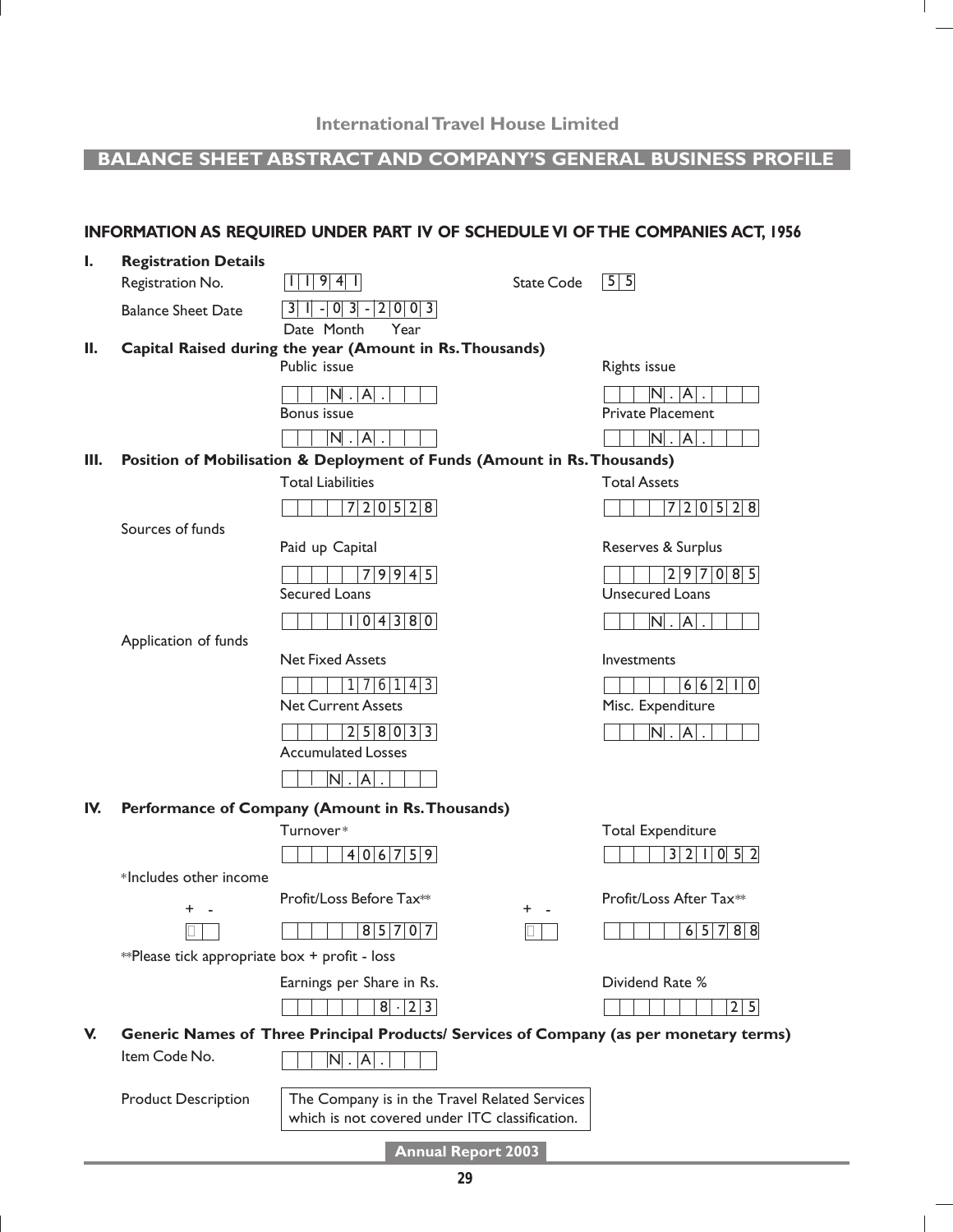# BALANCE SHEET ABSTRACT AND COMPANY'S GENERAL BUSINESS PROFILE

**INFORMATION AS REQUIRED UNDER PART IV OF SCHEDULE VI OF THE COMPANIES ACT, 1956**

**I. Registration Details**

| | | | |
|---|---|---|---|
| Registration No. | 11941 | State Code | 55 |
| Balance Sheet Date | 31-03-2003 (Date Month Year) | | |

**II. Capital Raised during the year (Amount in Rs. Thousands)**

| | |
|---|---|
| Public issue | Rights issue |
| N.A. | N.A. |
| Bonus issue | Private Placement |
| N.A. | N.A. |

**III. Position of Mobilisation & Deployment of Funds (Amount in Rs. Thousands)**

| | | |
|---|---|---|
| | Total Liabilities | Total Assets |
| | 720528 | 720528 |
| Sources of funds | Paid up Capital | Reserves & Surplus |
| | 79945 | 297085 |
| | Secured Loans | Unsecured Loans |
| | 104380 | N.A. |
| Application of funds | Net Fixed Assets | Investments |
| | 176143 | 66210 |
| | Net Current Assets | Misc. Expenditure |
| | 258033 | N.A. |
| | Accumulated Losses | |
| | N.A. | |

**IV. Performance of Company (Amount in Rs. Thousands)**

| | | | |
|---|---|---|---|
| | Turnover* | | Total Expenditure |
| | 406759 | | 321052 |
| + - | Profit/Loss Before Tax** | + - | Profit/Loss After Tax** |
| ✓ | 85707 | ✓ | 65788 |
| | Earnings per Share in Rs. | | Dividend Rate % |
| | 8.23 | | 25 |

*Includes other income

**Please tick appropriate box + profit - loss

**V. Generic Names of Three Principal Products/ Services of Company (as per monetary terms)**

| | |
|---|---|
| Item Code No. | N.A. |
| Product Description | The Company is in the Travel Related Services which is not covered under ITC classification. |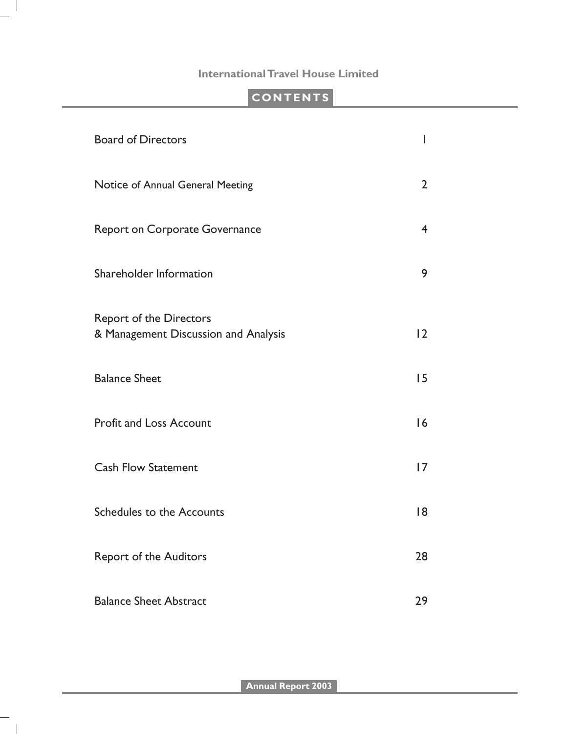# CONTENTS

| | |
|---|---|
| Board of Directors | 1 |
| Notice of Annual General Meeting | 2 |
| Report on Corporate Governance | 4 |
| Shareholder Information | 9 |
| Report of the Directors & Management Discussion and Analysis | 12 |
| Balance Sheet | 15 |
| Profit and Loss Account | 16 |
| Cash Flow Statement | 17 |
| Schedules to the Accounts | 18 |
| Report of the Auditors | 28 |
| Balance Sheet Abstract | 29 |